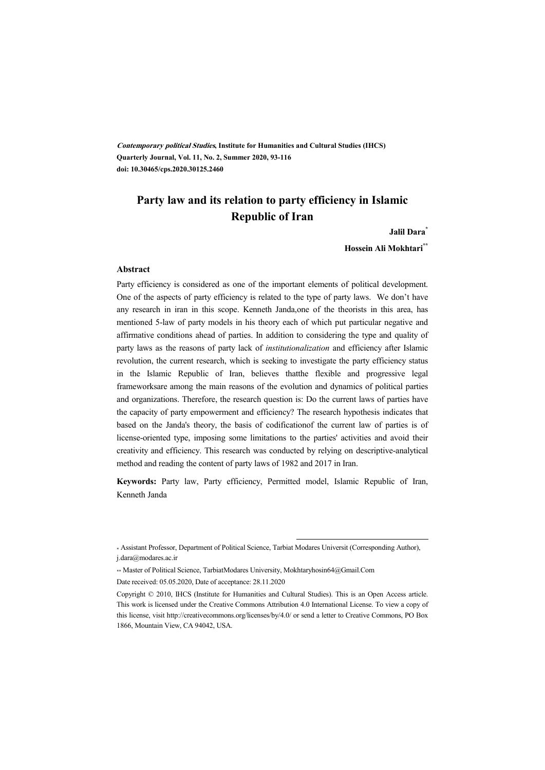*Contemporary political Studies*, **Institute for Humanities and Cultural Studies (IHCS)**
**Quarterly Journal, Vol. 11, No. 2, Summer 2020, 93-116**
**doi: 10.30465/cps.2020.30125.2460**

# Party law and its relation to party efficiency in Islamic Republic of Iran

**Jalil Dara**[*]

**Hossein Ali Mokhtari**[**]

### Abstract

Party efficiency is considered as one of the important elements of political development. One of the aspects of party efficiency is related to the type of party laws. We don't have any research in iran in this scope. Kenneth Janda,one of the theorists in this area, has mentioned 5-law of party models in his theory each of which put particular negative and affirmative conditions ahead of parties. In addition to considering the type and quality of party laws as the reasons of party lack of *institutionalization* and efficiency after Islamic revolution, the current research, which is seeking to investigate the party efficiency status in the Islamic Republic of Iran, believes thatthe flexible and progressive legal frameworksare among the main reasons of the evolution and dynamics of political parties and organizations. Therefore, the research question is: Do the current laws of parties have the capacity of party empowerment and efficiency? The research hypothesis indicates that based on the Janda's theory, the basis of codificationof the current law of parties is of license-oriented type, imposing some limitations to the parties' activities and avoid their creativity and efficiency. This research was conducted by relying on descriptive-analytical method and reading the content of party laws of 1982 and 2017 in Iran.

**Keywords:** Party law, Party efficiency, Permitted model, Islamic Republic of Iran, Kenneth Janda

---

[*] Assistant Professor, Department of Political Science, Tarbiat Modares Universit (Corresponding Author), j.dara@modares.ac.ir

[**] Master of Political Science, TarbiatModares University, Mokhtaryhosin64@Gmail.Com

Date received: 05.05.2020, Date of acceptance: 28.11.2020

Copyright © 2010, IHCS (Institute for Humanities and Cultural Studies). This is an Open Access article. This work is licensed under the Creative Commons Attribution 4.0 International License. To view a copy of this license, visit http://creativecommons.org/licenses/by/4.0/ or send a letter to Creative Commons, PO Box 1866, Mountain View, CA 94042, USA.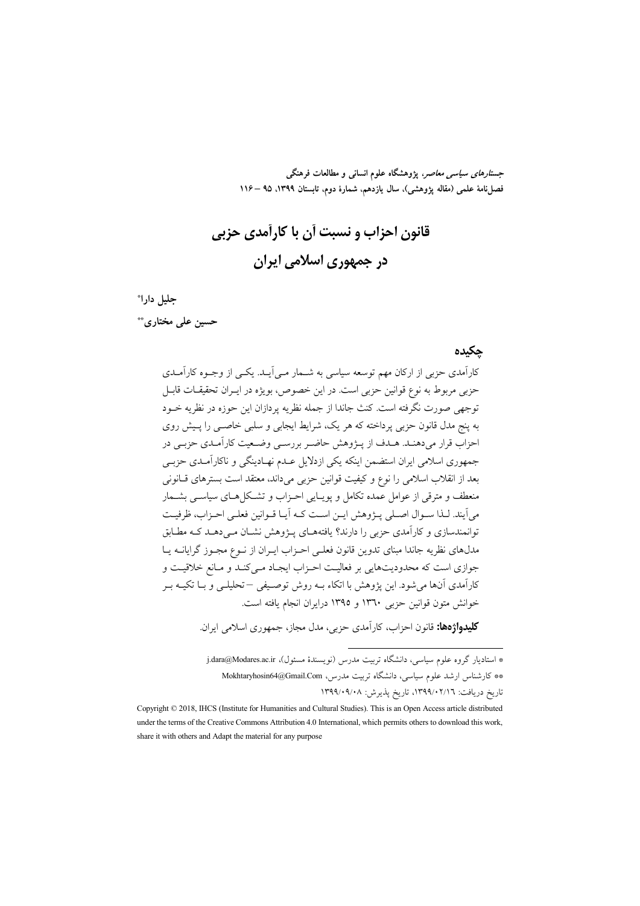*جستارهای سیاسی معاصر*، پژوهشگاه علوم انسانی و مطالعات فرهنگی
فصل‌نامهٔ علمی (مقاله پژوهشی)، سال یازدهم، شمارهٔ دوم، تابستان ۱۳۹۹، ۹۵ – ۱۱۶

# قانون احزاب و نسبت آن با کارآمدی حزبی در جمهوری اسلامی ایران

**جلیل دارا***

**حسین علی مختاری****

## چکیده

کارآمدی حزبی از ارکان مهم توسعه سیاسی به شمار می‌آید. یکی از وجوه کارآمدی حزبی مربوط به نوع قوانین حزبی است. در این خصوص، بویژه در ایران تحقیقات قابل توجهی صورت نگرفته است. کنث جاندا از جمله نظریه پردازان این حوزه در نظریه خود به پنج مدل قانون حزبی پرداخته که هر یک، شرایط ایجابی و سلبی خاصی را پیش روی احزاب قرار می‌دهند. هدف از پژوهش حاضر بررسی وضعیت کارآمدی حزبی در جمهوری اسلامی ایران استضمن اینکه یکی ازدلایل عدم نهادینگی و ناکارآمدی حزبی بعد از انقلاب اسلامی را نوع و کیفیت قوانین حزبی می‌داند، معتقد است بسترهای قانونی منعطف و مترقی از عوامل عمده تکامل و پویایی احزاب و تشکل‌های سیاسی بشمار می‌آیند. لذا سوال اصلی پژوهش این است که آیا قوانین فعلی احزاب، ظرفیت توانمندسازی و کارآمدی حزبی را دارند؟ یافته‌های پژوهش نشان می‌دهد که مطابق مدل‌های نظریه جاندا مبنای تدوین قانون فعلی احزاب ایران از نوع مجوز گرایانه یا جوازی است که محدودیت‌هایی بر فعالیت احزاب ایجاد می‌کند و مانع خلاقیت و کارآمدی آن‌ها می‌شود. این پژوهش با اتکاء به روش توصیفی – تحلیلی و با تکیه بر خوانش متون قوانین حزبی ۱۳۶۰ و ۱۳۹۵ درایران انجام یافته است.

**کلیدواژه‌ها:** قانون احزاب، کارآمدی حزبی، مدل مجاز، جمهوری اسلامی ایران.

---

* استادیار گروه علوم سیاسی، دانشگاه تربیت مدرس (نویسندهٔ مسئول)، j.dara@Modares.ac.ir

** کارشناس ارشد علوم سیاسی، دانشگاه تربیت مدرس، Mokhtaryhosin64@Gmail.Com

تاریخ دریافت: ۱۳۹۹/۰۲/۱۶، تاریخ پذیرش: ۱۳۹۹/۰۹/۰۸

Copyright © 2018, IHCS (Institute for Humanities and Cultural Studies). This is an Open Access article distributed under the terms of the Creative Commons Attribution 4.0 International, which permits others to download this work, share it with others and Adapt the material for any purpose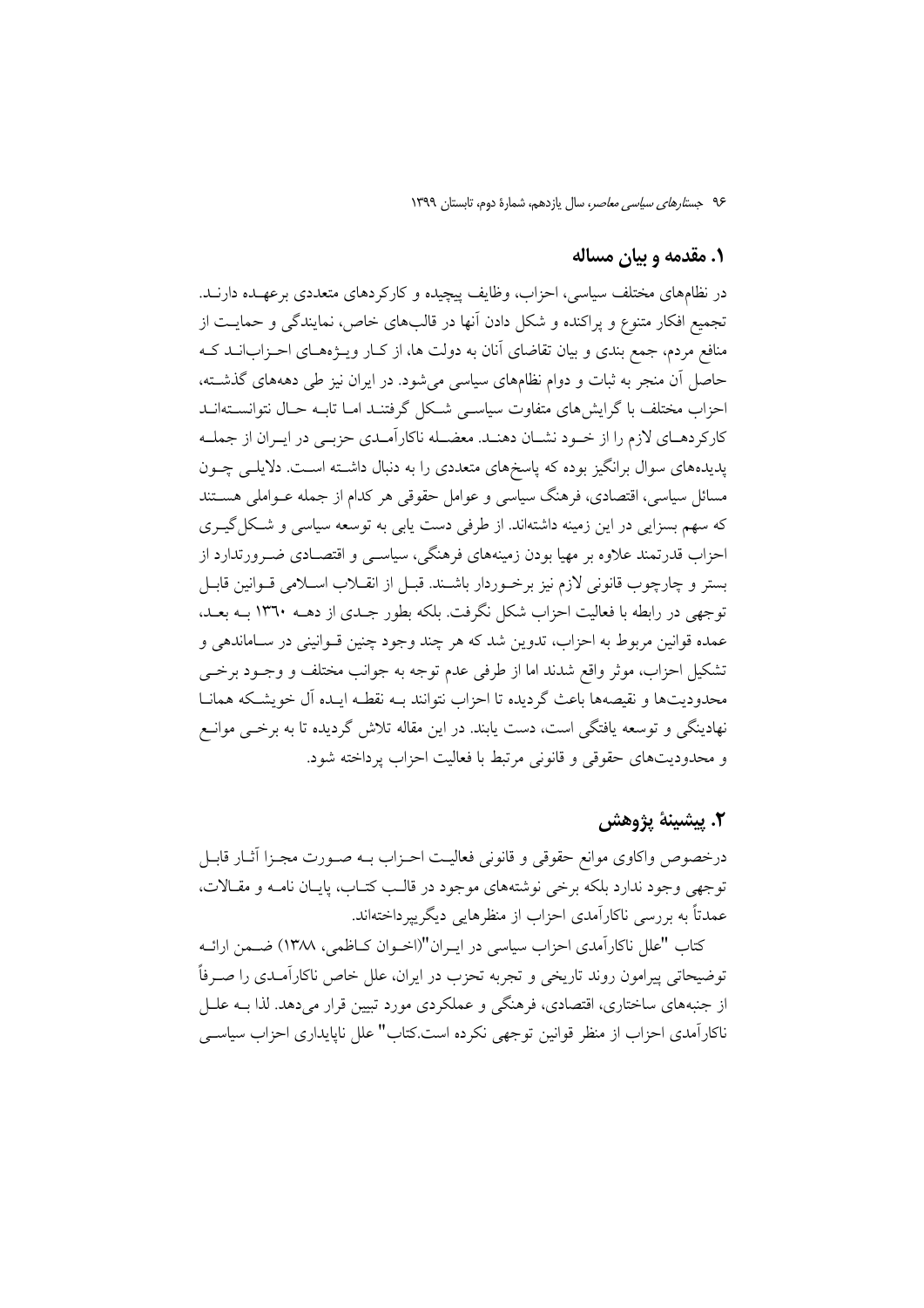## ۱. مقدمه و بیان مساله

در نظام‌های مختلف سیاسی، احزاب، وظایف پیچیده و کارکردهای متعددی برعهـده دارنـد. تجمیع افکار متنوع و پراکنده و شکل دادن آنها در قالب‌های خاص، نمایندگی و حمایـت از منافع مردم، جمع بندی و بیان تقاضای آنان به دولت ها، از کـار ویـژه‌هـای احـزاب‌انـد کـه حاصل آن منجر به ثبات و دوام نظام‌های سیاسی می‌شود. در ایران نیز طی دهه‌های گذشـته، احزاب مختلف با گرایش‌های متفاوت سیاسـی شـکل گرفتنـد امـا تابـه حـال نتوانسـته‌انـد کارکردهـای لازم را از خـود نشـان دهنـد. معضـله ناکارآمـدی حزبـی در ایـران از جملـه پدیده‌های سوال برانگیز بوده که پاسخ‌های متعددی را به دنبال داشـته اسـت. دلایلـی چـون مسائل سیاسی، اقتصادی، فرهنگ سیاسی و عوامل حقوقی هر کدام از جمله عـواملی هسـتند که سهم بسزایی در این زمینه داشته‌اند. از طرفی دست یابی به توسعه سیاسی و شـکل‌گیـری احزاب قدرتمند علاوه بر مهیا بودن زمینه‌های فرهنگی، سیاسـی و اقتصـادی ضـرورتدارد از بستر و چارچوب قانونی لازم نیز برخـوردار باشـند. قبـل از انقـلاب اسـلامی قـوانین قابـل توجهی در رابطه با فعالیت احزاب شکل نگرفت. بلکه بطور جـدی از دهـه ۱۳۶۰ بـه بعـد، عمده قوانین مربوط به احزاب، تدوین شد که هر چند وجود چنین قـوانینی در سـاماندهی و تشکیل احزاب، موثر واقع شدند اما از طرفی عدم توجه به جوانب مختلف و وجـود برخـی محدودیت‌ها و نقیصه‌ها باعث گردیده تا احزاب نتوانند بـه نقطـه ایـده آل خویشـکه همانـا نهادینگی و توسعه یافتگی است، دست یابند. در این مقاله تلاش گردیده تا به برخـی موانـع و محدودیت‌های حقوقی و قانونی مرتبط با فعالیت احزاب پرداخته شود.

## ۲. پیشینهٔ پژوهش

درخصوص واکاوی موانع حقوقی و قانونی فعالیـت احـزاب بـه صـورت مجـزا آثـار قابـل توجهی وجود ندارد بلکه برخی نوشته‌های موجود در قالـب کتـاب، پایـان نامـه و مقـالات، عمدتاً به بررسی ناکارآمدی احزاب از منظرهایی دیگرپرداخته‌اند.

کتاب "علل ناکارآمدی احزاب سیاسی در ایـران"(اخـوان کـاظمی، ۱۳۸۸) ضـمن ارائـه توضیحاتی پیرامون روند تاریخی و تجربه تحزب در ایران، علل خاص ناکارآمـدی را صـرفاً از جنبه‌های ساختاری، اقتصادی، فرهنگی و عملکردی مورد تبیین قرار می‌دهد. لذا بـه علـل ناکارآمدی احزاب از منظر قوانین توجهی نکرده است.کتاب" علل ناپایداری احزاب سیاسـی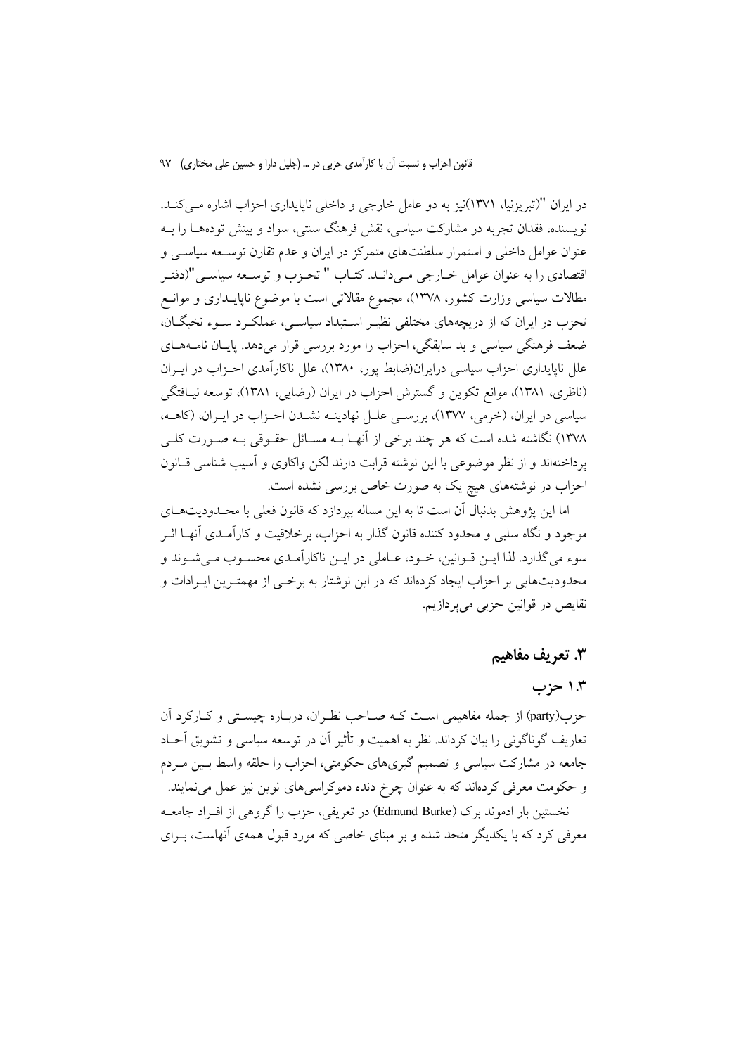در ایران "(تبریزنیا، ۱۳۷۱)نیز به دو عامل خارجی و داخلی ناپایداری احزاب اشاره می‌کند. نویسنده، فقدان تجربه در مشارکت سیاسی، نقش فرهنگ سنتی، سواد و بینش توده‌ها را به عنوان عوامل داخلی و استمرار سلطنت‌های متمرکز در ایران و عدم تقارن توسعه سیاسی و اقتصادی را به عنوان عوامل خارجی می‌داند. کتاب " تحزب و توسعه سیاسی"(دفتر مطالات سیاسی وزارت کشور، ۱۳۷۸)، مجموع مقالاتی است با موضوع ناپایداری و موانع تحزب در ایران که از دریچه‌های مختلفی نظیر استبداد سیاسی، عملکرد سوء نخبگان، ضعف فرهنگی سیاسی و بد سابقگی، احزاب را مورد بررسی قرار می‌دهد. پایان نامه‌های علل ناپایداری احزاب سیاسی درایران(ضابط پور، ۱۳۸۰)، علل ناکارآمدی احزاب در ایران (ناظری، ۱۳۸۱)، موانع تکوین و گسترش احزاب در ایران (رضایی، ۱۳۸۱)، توسعه نیافتگی سیاسی در ایران، (خرمی، ۱۳۷۷)، بررسی علل نهادینه نشدن احزاب در ایران، (کاهه، ۱۳۷۸) نگاشته شده است که هر چند برخی از آنها به مسائل حقوقی به صورت کلی پرداخته‌اند و از نظر موضوعی با این نوشته قرابت دارند لکن واکاوی و آسیب شناسی قانون احزاب در نوشته‌های هیچ یک به صورت خاص بررسی نشده است.

اما این پژوهش بدنبال آن است تا به این مساله بپردازد که قانون فعلی با محدودیت‌های موجود و نگاه سلبی و محدود کننده قانون گذار به احزاب، برخلاقیت و کارآمدی آنها اثر سوء می‌گذارد. لذا این قوانین، خود، عاملی در این ناکارآمدی محسوب می‌شوند و محدودیت‌هایی بر احزاب ایجاد کرده‌اند که در این نوشتار به برخی از مهمترین ایرادات و نقایص در قوانین حزبی می‌پردازیم.

## ۳. تعریف مفاهیم

### ۱.۳ حزب

حزب(party) از جمله مفاهیمی است که صاحب نظران، درباره چیستی و کارکرد آن تعاریف گوناگونی را بیان کرداند. نظر به اهمیت و تأثیر آن در توسعه سیاسی و تشویق آحاد جامعه در مشارکت سیاسی و تصمیم گیری‌های حکومتی، احزاب را حلقه واسط بین مردم و حکومت معرفی کرده‌اند که به عنوان چرخ دنده دموکراسی‌های نوین نیز عمل می‌نمایند.

نخستین بار ادموند برک (Edmund Burke) در تعریفی، حزب را گروهی از افراد جامعه معرفی کرد که با یکدیگر متحد شده و بر مبنای خاصی که مورد قبول همه‌ی آنهاست، برای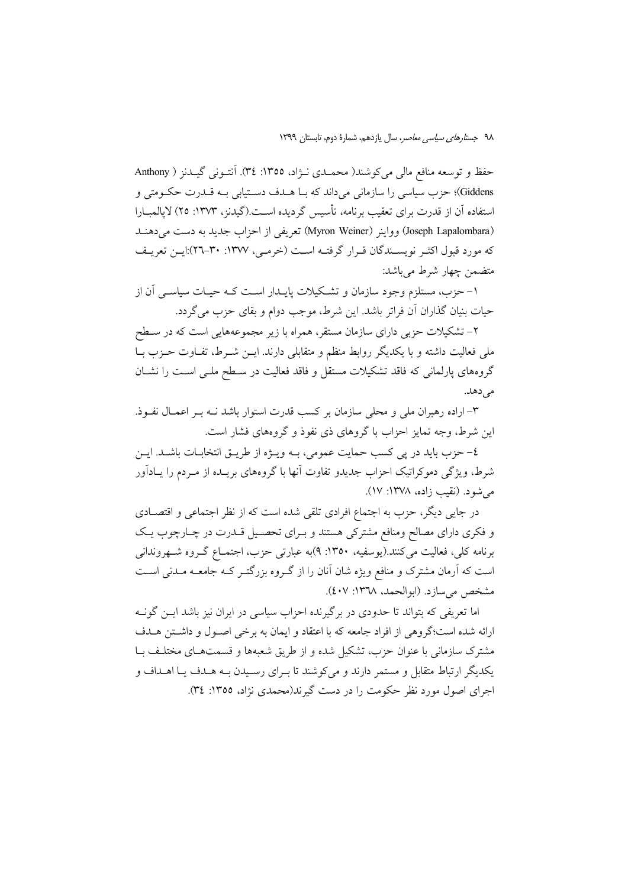حفظ و توسعه منافع مالی می‌کوشند( محمـدی نـژاد، ۱۳۵۵: ۳٤). آنتـونی گیـدنز ( Anthony Giddens)؛ حزب سیاسی را سازمانی می‌داند که بـا هـدف دسـتیابی بـه قـدرت حکـومتی و استفاده آن از قدرت برای تعقیب برنامه، تأسیس گردیده اسـت.(گیدنز، ۱۳۷۳: ۲۵) لاپالمبـارا (Joseph Lapalombara) ووایتر (Myron Weiner) تعریفی از احزاب جدید به دست می‌دهنـد که مورد قبول اکثـر نویسـندگان قـرار گرفتـه اسـت (خرمـی، ۱۳۷۷: ۳۰-۲٦):ایـن تعریـف متضمن چهار شرط می‌باشد:

۱- حزب، مستلزم وجود سازمان و تشـکیلات پایـدار اسـت کـه حیـات سیاسـی آن از حیات بنیان گذاران آن فراتر باشد. این شرط، موجب دوام و بقای حزب می‌گردد.

۲- تشکیلات حزبی دارای سازمان مستقر، همراه با زیر مجموعه‌هایی است که در سـطح ملی فعالیت داشته و با یکدیگر روابط منظم و متقابلی دارند. ایـن شـرط، تفـاوت حـزب بـا گروه‌های پارلمانی که فاقد تشکیلات مستقل و فاقد فعالیت در سـطح ملـی اسـت را نشـان می‌دهد.

۳- اراده رهبران ملی و محلی سازمان بر کسب قدرت استوار باشد نـه بـر اعمـال نفـوذ. این شرط، وجه تمایز احزاب با گروهای ذی نفوذ و گروه‌های فشار است.

٤- حزب باید در پی کسب حمایت عمومی، بـه ویـژه از طریـق انتخابـات باشـد. ایـن شرط، ویژگی دموکراتیک احزاب جدیدو تفاوت آنها با گروه‌های بریـده از مـردم را یـادآور می‌شود. (نقیب زاده، ۱۳۷۸: ۱۷).

در جایی دیگر، حزب به اجتماع افرادی تلقی شده است که از نظر اجتماعی و اقتصـادی و فکری دارای مصالح ومنافع مشترکی هستند و بـرای تحصـیل قـدرت در چـارچوب یـک برنامه کلی، فعالیت می‌کنند.(یوسفیه، ۱۳۵۰: ۹)به عبارتی حزب، اجتمـاع گـروه شـهروندانی است که آرمان مشترک و منافع ویژه شان آنان را از گـروه بزرگتـر کـه جامعـه مـدنی اسـت مشخص می‌سازد. (ابوالحمد، ۱۳٦۸: ٤۰۷).

اما تعریفی که بتواند تا حدودی در برگیرنده احزاب سیاسی در ایران نیز باشد ایـن گونـه ارائه شده است؛گروهی از افراد جامعه که با اعتقاد و ایمان به برخی اصـول و داشـتن هـدف مشترک سازمانی با عنوان حزب، تشکیل شده و از طریق شعبه‌ها و قسمت‌هـای مختلـف بـا یکدیگر ارتباط متقابل و مستمر دارند و می‌کوشند تا بـرای رسـیدن بـه هـدف یـا اهـداف و اجرای اصول مورد نظر حکومت را در دست گیرند(محمدی نژاد، ۱۳۵۵: ۳٤).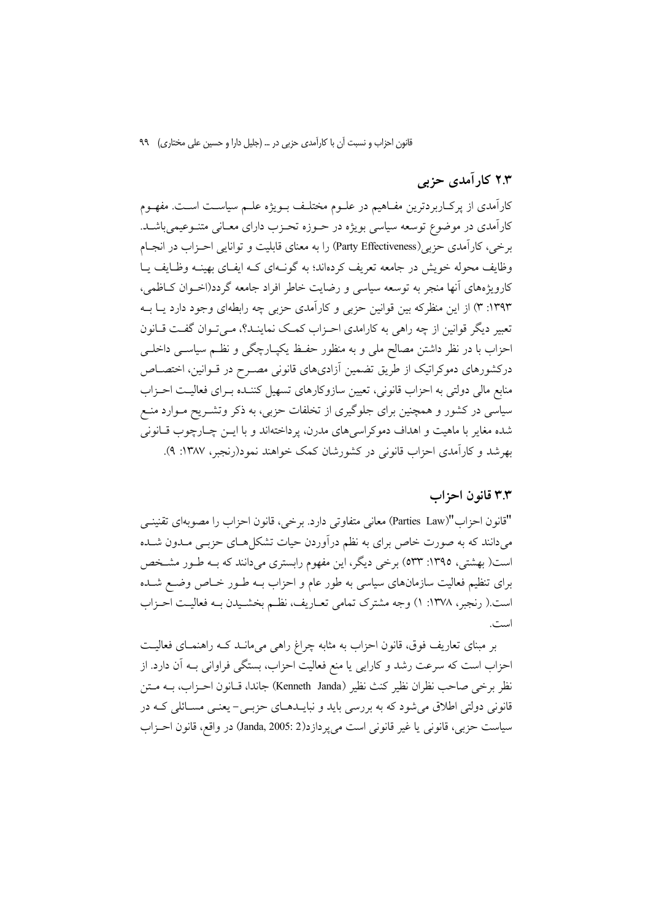### ۲.۳ کارآمدی حزبی

کارآمدی از پرکاربردترین مفاهیم در علوم مختلف بویژه علم سیاست است. مفهوم کارآمدی در موضوع توسعه سیاسی بویژه در حوزه تحزب دارای معانی متنوعی‌میباشد. برخی، کارآمدی حزبی(Party Effectiveness) را به معنای قابلیت و توانایی احزاب در انجام وظایف محوله خویش در جامعه تعریف کرده‌اند؛ به گونه‌ای که ایفای بهینه وظایف یا کارویژه‌های آنها منجر به توسعه سیاسی و رضایت خاطر افراد جامعه گردد(اخوان کاظمی، ۱۳۹۳: ۳) از این منظرکه بین قوانین حزبی و کارآمدی حزبی چه رابطه‌ای وجود دارد یا به تعبیر دیگر قوانین از چه راهی به کارامدی احزاب کمک نمایند؟، می‌توان گفت قانون احزاب با در نظر داشتن مصالح ملی و به منظور حفظ یکپارچگی و نظم سیاسی داخلی درکشورهای دموکراتیک از طریق تضمین آزادی‌های قانونی مصرح در قوانین، اختصاص منابع مالی دولتی به احزاب قانونی، تعیین سازوکارهای تسهیل کننده برای فعالیت احزاب سیاسی در کشور و همچنین برای جلوگیری از تخلفات حزبی، به ذکر وتشریح موارد منع شده مغایر با ماهیت و اهداف دموکراسی‌های مدرن، پرداخته‌اند و با این چارچوب قانونی بهرشد و کارآمدی احزاب قانونی در کشورشان کمک خواهند نمود(رنجبر، ۱۳۸۷: ۹).

### ۳.۳ قانون احزاب

"قانون احزاب"(Parties Law) معانی متفاوتی دارد. برخی، قانون احزاب را مصوبه‌ای تقنینی می‌دانند که به صورت خاص برای به نظم درآوردن حیات تشکل‌های حزبی مدون شده است( بهشتی، ۱۳۹۵: ۵۳۳) برخی دیگر، این مفهوم رابستری می‌دانند که به طور مشخص برای تنظیم فعالیت سازمان‌های سیاسی به طور عام و احزاب به طور خاص وضع شده است.( رنجبر، ۱۳۷۸: ۱) وجه مشترک تمامی تعاریف، نظم بخشیدن به فعالیت احزاب است.

بر مبنای تعاریف فوق، قانون احزاب به مثابه چراغ راهی می‌ماند که راهنمای فعالیت احزاب است که سرعت رشد و کارایی یا منع فعالیت احزاب، بستگی فراوانی به آن دارد. از نظر برخی صاحب نظران نظیر کنث نظیر (Kenneth Janda) جاندا، قانون احزاب، به متن قانونی دولتی اطلاق می‌شود که به بررسی باید و نبایدهای حزبی- یعنی مسائلی که در سیاست حزبی، قانونی یا غیر قانونی است می‌پردازد(Janda, 2005: 2) در واقع، قانون احزاب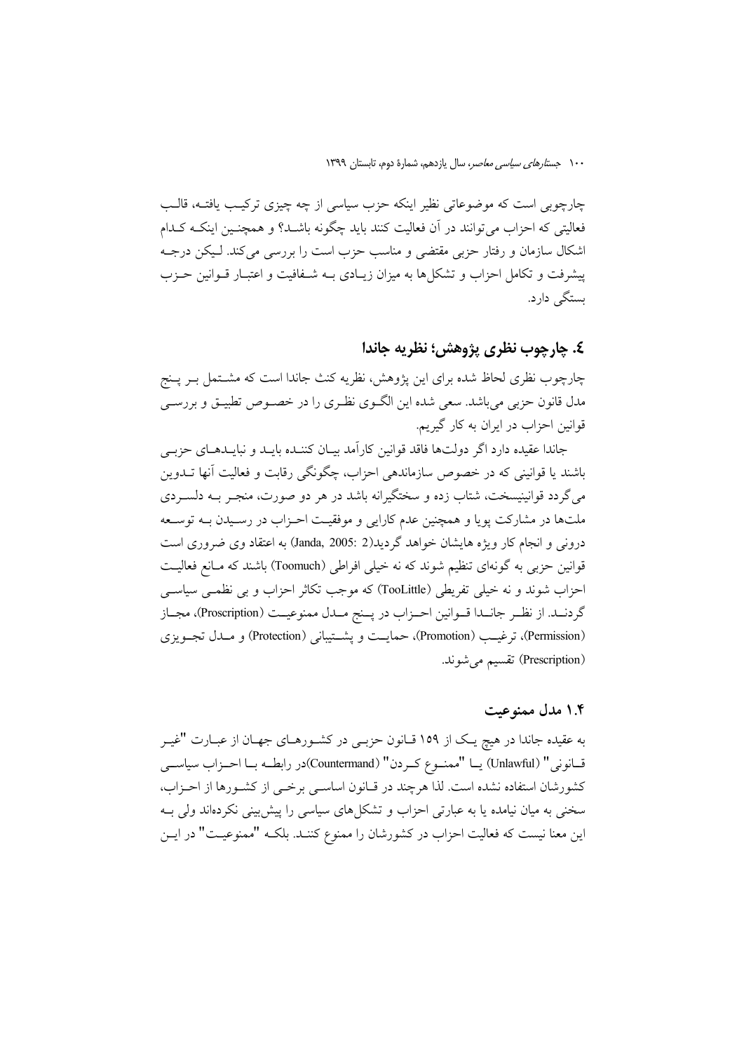چارچوبی است که موضوعاتی نظیر اینکه حزب سیاسی از چه چیزی ترکیب یافته، قالب فعالیتی که احزاب می‌توانند در آن فعالیت کنند باید چگونه باشد؟ و همچنین اینکه کدام اشکال سازمان و رفتار حزبی مقتضی و مناسب حزب است را بررسی می‌کند. لیکن درجه پیشرفت و تکامل احزاب و تشکل‌ها به میزان زیادی به شفافیت و اعتبار قوانین حزب بستگی دارد.

## ٤. چارچوب نظری پژوهش؛ نظریه جاندا

چارچوب نظری لحاظ شده برای این پژوهش، نظریه کنش جاندا است که مشتمل بر پنج مدل قانون حزبی می‌باشد. سعی شده این الگوی نظری را در خصوص تطبیق و بررسی قوانین احزاب در ایران به کار گیریم.

جاندا عقیده دارد اگر دولت‌ها فاقد قوانین کارآمد بیان کننده باید و نبایدهای حزبی باشند یا قوانینی که در خصوص سازماندهی احزاب، چگونگی رقابت و فعالیت آنها تدوین می‌گردد قوانینیسخت، شتاب زده و سختگیرانه باشد در هر دو صورت، منجر به دلسردی ملت‌ها در مشارکت پویا و همچنین عدم کارایی و موفقیت احزاب در رسیدن به توسعه درونی و انجام کار ویژه هایشان خواهد گردید(Janda, 2005: 2) به اعتقاد وی ضروری است قوانین حزبی به گونه‌ای تنظیم شوند که نه خیلی افراطی (Toomuch) باشند که مانع فعالیت احزاب شوند و نه خیلی تفریطی (TooLittle) که موجب تکاثر احزاب و بی نظمی سیاسی گردند. از نظر جاندا قوانین احزاب در پنج مدل ممنوعیت (Proscription)، مجاز (Permission)، ترغیب (Promotion)، حمایت و پشتیبانی (Protection) و مدل تجویزی (Prescription) تقسیم می‌شوند.

### ۱.۴ مدل ممنوعیت

به عقیده جاندا در هیچ یک از ۱۵۹ قانون حزبی در کشورهای جهان از عبارت "غیر قانونی" (Unlawful) یا "ممنوع کردن" (Countermand)در رابطه با احزاب سیاسی کشورشان استفاده نشده است. لذا هرچند در قانون اساسی برخی از کشورها از احزاب، سخنی به میان نیامده یا به عبارتی احزاب و تشکل‌های سیاسی را پیش‌بینی نکرده‌اند ولی به این معنا نیست که فعالیت احزاب در کشورشان را ممنوع کنند. بلکه "ممنوعیت" در این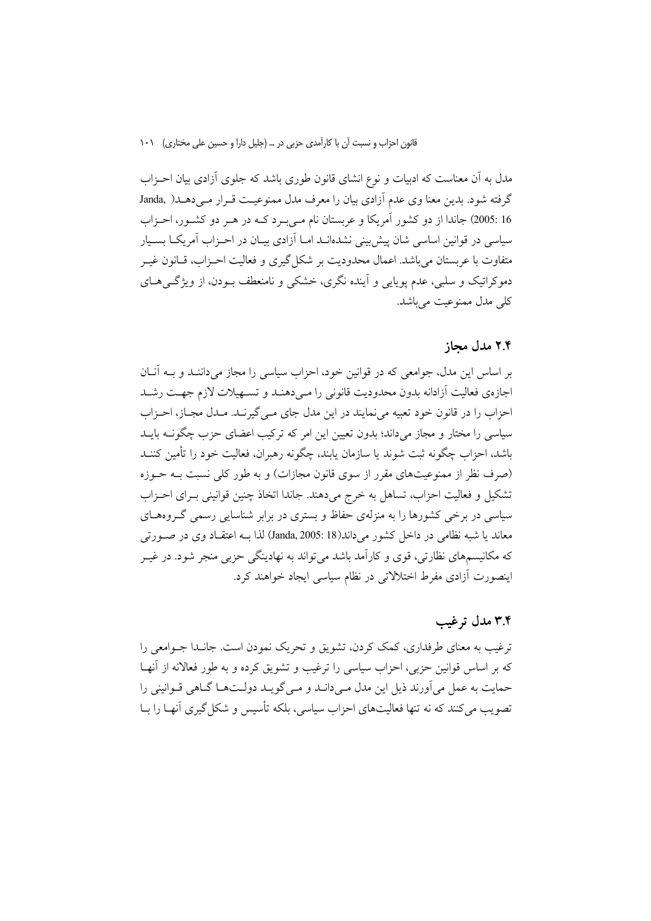مدل به آن معناست که ادبیات و نوع انشای قانون طوری باشد که جلوی آزادی بیان احـزاب گرفته شود. بدین معنا وی عدم آزادی بیان را معرف مدل ممنوعیـت قـرار مـی‌دهـد( Janda, 2005: 16) جاندا از دو کشور آمریکا و عربستان نام مـی‌بـرد کـه در هـر دو کشـور، احـزاب سیاسی در قوانین اساسی شان پیش‌بینی نشده‌انـد امـا آزادی بیـان در احـزاب آمریکـا بسـیار متفاوت با عربستان می‌باشد. اعمال محدودیت بر شکل‌گیری و فعالیت احـزاب، قـانون غیـر دموکراتیک و سلبی، عدم پویایی و آینده نگری، خشکی و نامنعطف بـودن، از ویژگـی‌هـای کلی مدل ممنوعیت می‌باشد.

## ۲.۴ مدل مجاز

بر اساس این مدل، جوامعی که در قوانین خود، احزاب سیاسی را مجاز می‌داننـد و بـه آنـان اجازه‌ی فعالیت آزادانه بدون محدودیت قانونی را مـی‌دهنـد و تسـهیلات لازم جهـت رشـد احزاب را در قانون خود تعبیه می‌نمایند در این مدل جای مـی‌گیرنـد. مـدل مجـاز، احـزاب سیاسی را مختار و مجاز می‌داند؛ بدون تعیین این امر که ترکیب اعضای حزب چگونـه بایـد باشد، احزاب چگونه ثبت شوند یا سازمان یابند، چگونه رهبران، فعالیت خود را تأمین کننـد (صرف نظر از ممنوعیت‌های مقرر از سوی قانون مجازات) و به طور کلی نسبت بـه حـوزه تشکیل و فعالیت احزاب، تساهل به خرج می‌دهند. جاندا اتخاذ چنین قوانینی بـرای احـزاب سیاسی در برخی کشورها را به منزله‌ی حفاظ و بستری در برابر شناسایی رسمی گـروه‌هـای معاند یا شبه نظامی در داخل کشور می‌داند(Janda, 2005: 18) لذا بـه اعتقـاد وی در صـورتی که مکانیسم‌های نظارتی، قوی و کارآمد باشد می‌تواند به نهادینگی حزبی منجر شود. در غیـر اینصورت آزادی مفرط اختلالاتی در نظام سیاسی ایجاد خواهند کرد.

## ۳.۴ مدل ترغیب

ترغیب به معنای طرفداری، کمک کردن، تشویق و تحریک نمودن است. جانـدا جـوامعی را که بر اساس قوانین حزبی، احزاب سیاسی را ترغیب و تشویق کرده و به طور فعالانه از آنهـا حمایت به عمل می‌آورند ذیل این مدل مـی‌دانـد و مـی‌گویـد دولـت‌هـا گـاهی قـوانینی را تصویب می‌کنند که نه تنها فعالیت‌های احزاب سیاسی، بلکه تأسیس و شکل‌گیری آنهـا را بـا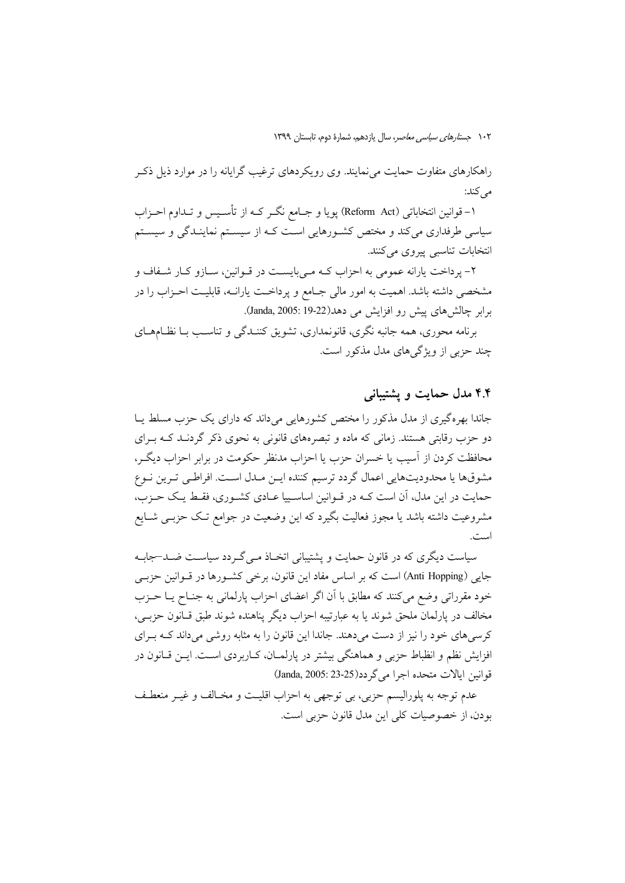راهکارهای متفاوت حمایت می‌نمایند. وی رویکردهای ترغیب گرایانه را در موارد ذیل ذکر می‌کند:

۱- قوانین انتخاباتی (Reform Act) پویا و جامع نگر که از تأسیس و تداوم احزاب سیاسی طرفداری می‌کند و مختص کشورهایی است که از سیستم نمایندگی و سیستم انتخابات تناسبی پیروی می‌کنند.

۲- پرداخت یارانه عمومی به احزاب که می‌بایست در قوانین، سازو کار شفاف و مشخصی داشته باشد. اهمیت به امور مالی جامع و پرداخت یارانه، قابلیت احزاب را در برابر چالش‌های پیش رو افزایش می دهد(Janda, 2005: 19-22).

برنامه محوری، همه جانبه نگری، قانونمداری، تشویق کنندگی و تناسب با نظام‌های چند حزبی از ویژگی‌های مدل مذکور است.

## ۴.۴ مدل حمایت و پشتیبانی

جاندا بهره‌گیری از مدل مذکور را مختص کشورهایی می‌داند که دارای یک حزب مسلط یا دو حزب رقابتی هستند. زمانی که ماده و تبصره‌های قانونی به نحوی ذکر گردند که برای محافظت کردن از آسیب یا خسران حزب یا احزاب مدنظر حکومت در برابر احزاب دیگر، مشوق‌ها یا محدودیت‌هایی اعمال گردد ترسیم کننده این مدل است. افراطی ترین نوع حمایت در این مدل، آن است که در قوانین اساسیا عادی کشوری، فقط یک حزب، مشروعیت داشته باشد یا مجوز فعالیت بگیرد که این وضعیت در جوامع تک حزبی شایع است.

سیاست دیگری که در قانون حمایت و پشتیبانی اتخاذ می‌گردد سیاست ضد–جابه جایی (Anti Hopping) است که بر اساس مفاد این قانون، برخی کشورها در قوانین حزبی خود مقرراتی وضع می‌کنند که مطابق با آن اگر اعضای احزاب پارلمانی به جناح یا حزب مخالف در پارلمان ملحق شوند یا به عبارتیبه احزاب دیگر پناهنده شوند طبق قانون حزبی، کرسی‌های خود را نیز از دست می‌دهند. جاندا این قانون را به مثابه روشی می‌داند که برای افزایش نظم و انظباط حزبی و هماهنگی بیشتر در پارلمان، کاربردی است. این قانون در قوانین ایالات متحده اجرا می‌گردد(Janda, 2005: 23-25)

عدم توجه به پلورالیسم حزبی، بی توجهی به احزاب اقلیت و مخالف و غیر منعطف بودن، از خصوصیات کلی این مدل قانون حزبی است.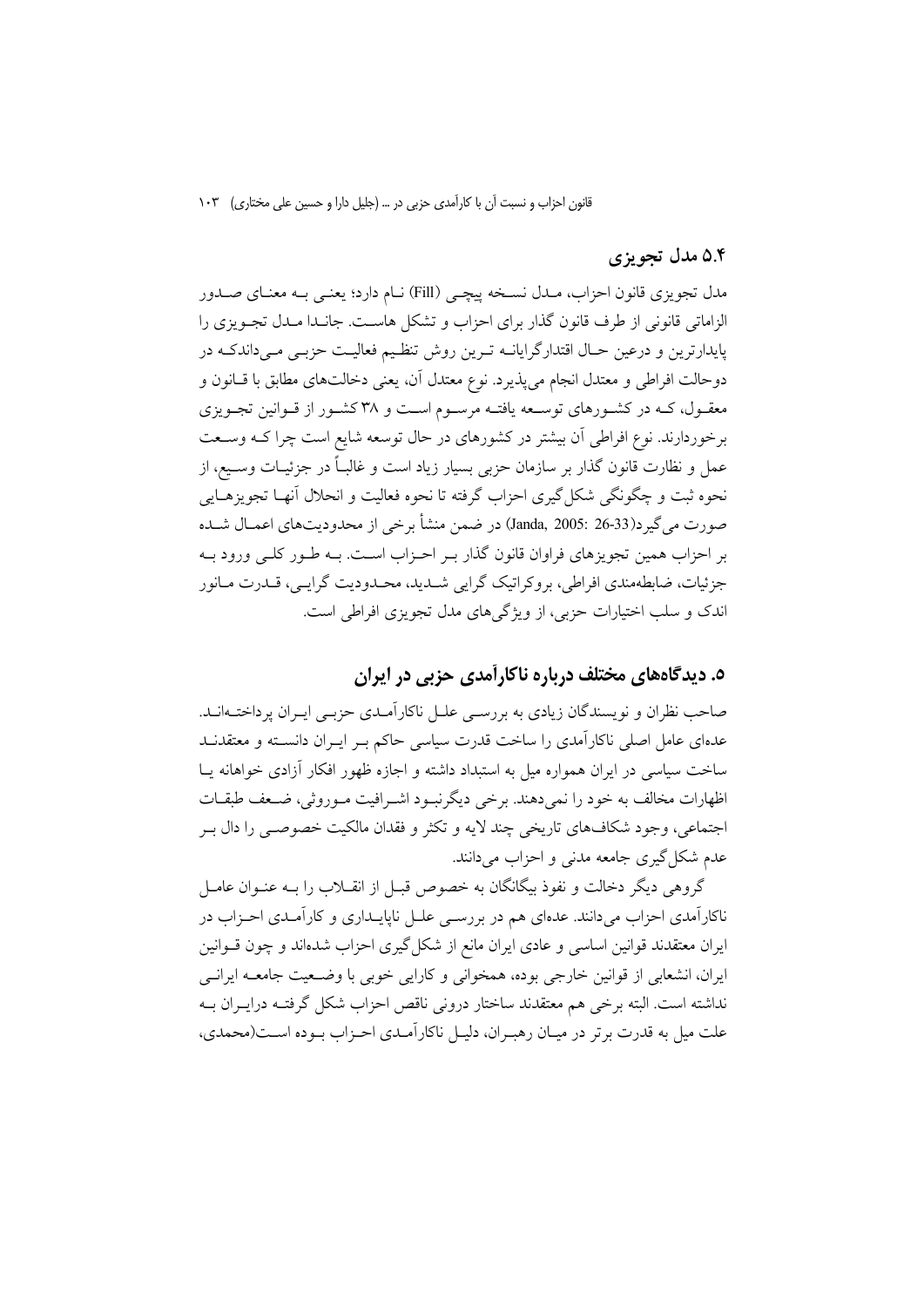### ۵.۴ مدل تجویزی

مدل تجویزی قانون احزاب، مدل نسخه پیچی (Fill) نام دارد؛ یعنی به معنای صدور الزاماتی قانونی از طرف قانون گذار برای احزاب و تشکل هاست. جاندا مدل تجویزی را پایدارترین و درعین حال اقتدارگرایانه ترین روش تنظیم فعالیت حزبی میداندکه در دوحالت افراطی و معتدل انجام می‌پذیرد. نوع معتدل آن، یعنی دخالت‌های مطابق با قانون و معقول، که در کشورهای توسعه یافته مرسوم است و ۳۸ کشور از قوانین تجویزی برخوردارند. نوع افراطی آن بیشتر در کشورهای در حال توسعه شایع است چرا که وسعت عمل و نظارت قانون گذار بر سازمان حزبی بسیار زیاد است و غالباً در جزئیات وسیع، از نحوه ثبت و چگونگی شکل‌گیری احزاب گرفته تا نحوه فعالیت و انحلال آنها تجویزهایی صورت می‌گیرد(Janda, 2005: 26-33) در ضمن منشأ برخی از محدودیت‌های اعمال شده بر احزاب همین تجویزهای فراوان قانون گذار بر احزاب است. به طور کلی ورود به جزئیات، ضابطه‌مندی افراطی، بروکراتیک گرایی شدید، محدودیت گرایی، قدرت مانور اندک و سلب اختیارات حزبی، از ویژگی‌های مدل تجویزی افراطی است.

## ۵. دیدگاه‌های مختلف درباره ناکارآمدی حزبی در ایران

صاحب نظران و نویسندگان زیادی به بررسی علل ناکارآمدی حزبی ایران پرداخته‌اند. عده‌ای عامل اصلی ناکارآمدی را ساخت قدرت سیاسی حاکم بر ایران دانسته و معتقدند ساخت سیاسی در ایران همواره میل به استبداد داشته و اجازه ظهور افکار آزادی خواهانه یا اظهارات مخالف به خود را نمی‌دهند. برخی دیگرنبود اشرافیت موروثی، ضعف طبقات اجتماعی، وجود شکاف‌های تاریخی چند لایه و تکثر و فقدان مالکیت خصوصی را دال بر عدم شکل‌گیری جامعه مدنی و احزاب می‌دانند.

گروهی دیگر دخالت و نفوذ بیگانگان به خصوص قبل از انقلاب را به عنوان عامل ناکارآمدی احزاب می‌دانند. عده‌ای هم در بررسی علل ناپایداری و کارآمدی احزاب در ایران معتقدند قوانین اساسی و عادی ایران مانع از شکل‌گیری احزاب شده‌اند و چون قوانین ایران، انشعابی از قوانین خارجی بوده، همخوانی و کارایی خوبی با وضعیت جامعه ایرانی نداشته است. البته برخی هم معتقدند ساختار درونی ناقص احزاب شکل گرفته درایران به علت میل به قدرت برتر در میان رهبران، دلیل ناکارآمدی احزاب بوده است(محمدی،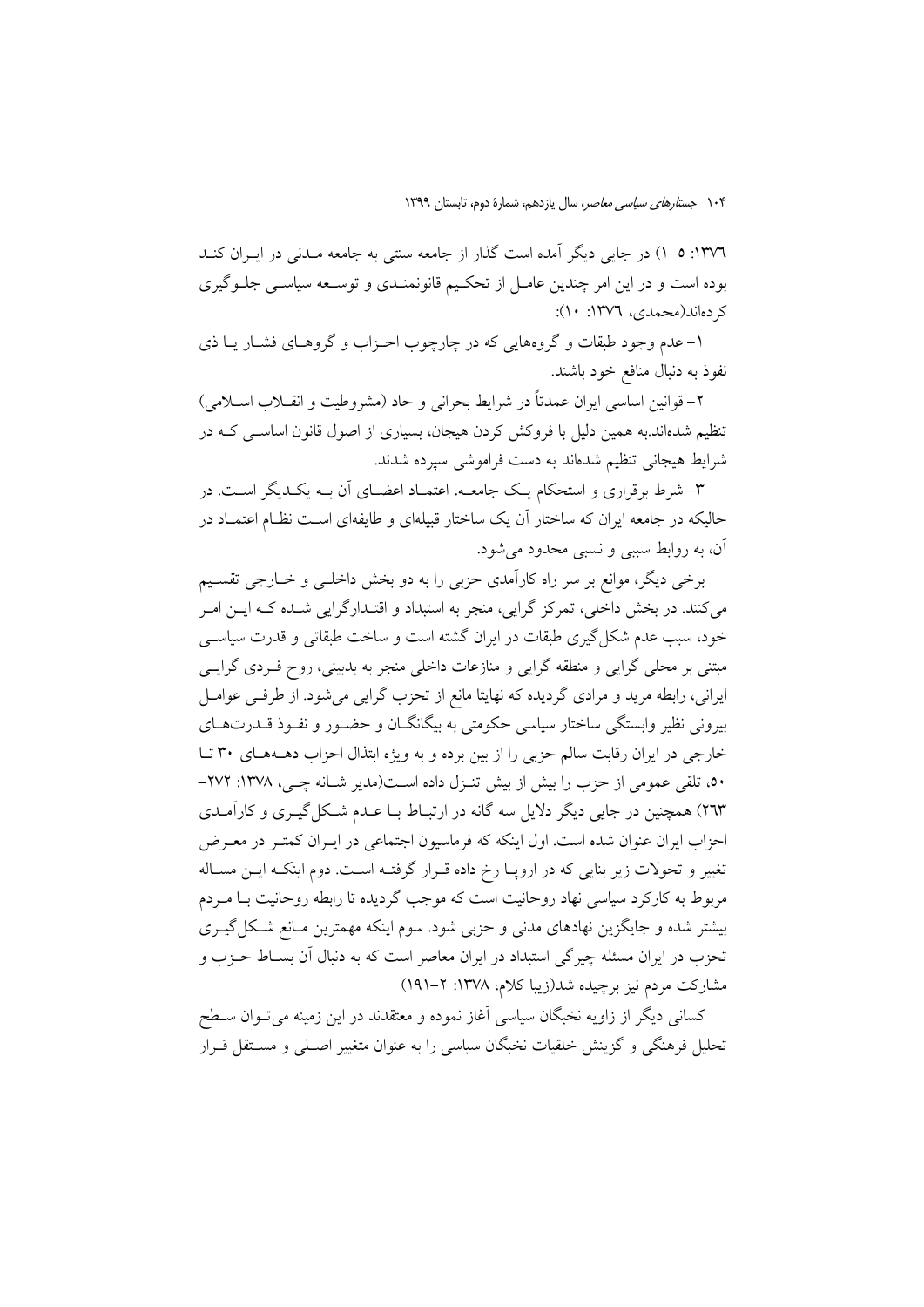۱۳۷٦: ۵-۱) در جایی دیگر آمده است گذار از جامعه سنتی به جامعه مـدنی در ایـران کنـد بوده است و در این امر چندین عامـل از تحکـیم قانونمنـدی و توسـعه سیاسـی جلـوگیری کرده‌اند(محمدی، ۱۳۷٦: ۱۰):

۱- عدم وجود طبقات و گروه‌هایی که در چارچوب احـزاب و گروهـای فشـار یـا ذی نفوذ به دنبال منافع خود باشند.

۲- قوانین اساسی ایران عمدتاً در شرایط بحرانی و حاد (مشروطیت و انقـلاب اسـلامی) تنظیم شده‌اند.به همین دلیل با فروکش کردن هیجان، بسیاری از اصول قانون اساسـی کـه در شرایط هیجانی تنظیم شده‌اند به دست فراموشی سپرده شدند.

۳- شرط برقراری و استحکام یـک جامعـه، اعتمـاد اعضـای آن بـه یکـدیگر اسـت. در حالیکه در جامعه ایران که ساختار آن یک ساختار قبیله‌ای و طایفه‌ای اسـت نظـام اعتمـاد در آن، به روابط سببی و نسبی محدود می‌شود.

برخی دیگر، موانع بر سر راه کارآمدی حزبی را به دو بخش داخلـی و خـارجی تقسـیم می‌کنند. در بخش داخلی، تمرکز گرایی، منجر به استبداد و اقتـدارگرایی شـده کـه ایـن امـر خود، سبب عدم شکل‌گیری طبقات در ایران گشته است و ساخت طبقاتی و قدرت سیاسـی مبتنی بر محلی گرایی و منطقه گرایی و منازعات داخلی منجر به بدبینی، روح فـردی گرایـی ایرانی، رابطه مرید و مرادی گردیده که نهایتا مانع از تحزب گرایی می‌شود. از طرفـی عوامـل بیرونی نظیر وابستگی ساختار سیاسی حکومتی به بیگانگـان و حضـور و نفـوذ قـدرت‌هـای خارجی در ایران رقابت سالم حزبی را از بین برده و به ویژه ابتذال احزاب دهـه‌هـای ۳۰ تـا ۵۰، تلقی عمومی از حزب را بیش از بیش تنـزل داده اسـت(مدیر شـانه چـی، ۱۳۷۸: ۲۷۲-۲٦۳) همچنین در جایی دیگر دلایل سه گانه در ارتبـاط بـا عـدم شـکل‌گیـری و کارآمـدی احزاب ایران عنوان شده است. اول اینکه که فرماسیون اجتماعی در ایـران کمتـر در معـرض تغییر و تحولات زیر بنایی که در اروپـا رخ داده قـرار گرفتـه اسـت. دوم اینکـه ایـن مسـاله مربوط به کارکرد سیاسی نهاد روحانیت است که موجب گردیده تا رابطه روحانیت بـا مـردم بیشتر شده و جایگزین نهادهای مدنی و حزبی شود. سوم اینکه مهمترین مـانع شـکل‌گیـری تحزب در ایران مسئله چیرگی استبداد در ایران معاصر است که به دنبال آن بسـاط حـزب و مشارکت مردم نیز برچیده شد(زیبا کلام، ۱۳۷۸: ۲-۱۹۱)

کسانی دیگر از زاویه نخبگان سیاسی آغاز نموده و معتقدند در این زمینه می‌تـوان سـطح تحلیل فرهنگی و گزینش خلقیات نخبگان سیاسی را به عنوان متغییر اصـلی و مسـتقل قـرار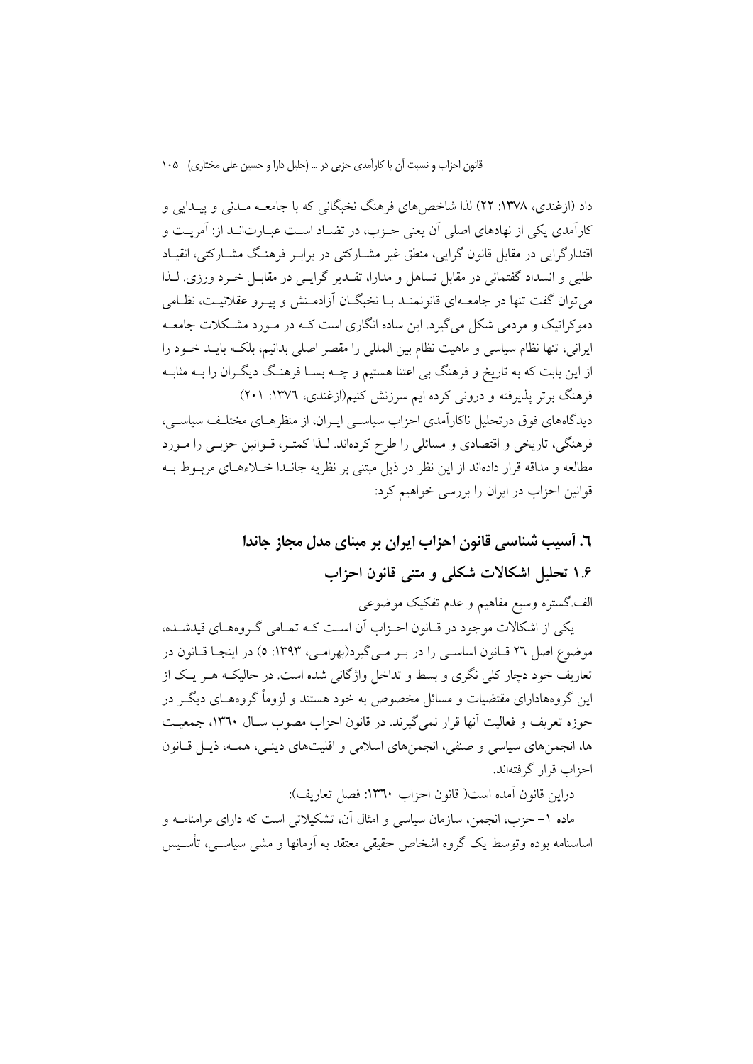داد (ازغندی، ۱۳۷۸: ۲۲) لذا شاخص‌های فرهنگ نخبگانی که با جامعــه مــدنی و پیــدایی و کارآمدی یکی از نهادهای اصلی آن یعنی حــزب، در تضــاد اســت عبــارت‌انــد از: آمریــت و اقتدارگرایی در مقابل قانون گرایی، منطق غیر مشــارکتی در برابــر فرهنــگ مشــارکتی، انقیــاد طلبی و انسداد گفتمانی در مقابل تساهل و مدارا، تقــدیر گرایــی در مقابــل خــرد ورزی. لــذا می‌توان گفت تنها در جامعــه‌ای قانونمنــد بــا نخبگــان آزادمــنش و پیــرو عقلانیــت، نظــامی دموکراتیک و مردمی شکل می‌گیرد. این ساده انگاری است کــه در مــورد مشــکلات جامعــه ایرانی، تنها نظام سیاسی و ماهیت نظام بین المللی را مقصر اصلی بدانیم، بلکــه بایــد خــود را از این بابت که به تاریخ و فرهنگ بی اعتنا هستیم و چــه بســا فرهنــگ دیگــران را بــه مثابــه فرهنگ برتر پذیرفته و درونی کرده ایم سرزنش کنیم(ازغندی، ۱۳۷۶: ۲۰۱)

دیدگاههای فوق درتحلیل ناکارآمدی احزاب سیاســی ایــران، از منظرهــای مختلــف سیاســی، فرهنگی، تاریخی و اقتصادی و مسائلی را طرح کرده‌اند. لــذا کمتــر، قــوانین حزبــی را مــورد مطالعه و مداقه قرار داده‌اند از این نظر در ذیل مبتنی بر نظریه جانــدا خــلاءهــای مربــوط بــه قوانین احزاب در ایران را بررسی خواهیم کرد:

## ٦. آسیب شناسی قانون احزاب ایران بر مبنای مدل مجاز جاندا

### ۱.۶ تحلیل اشکالات شکلی و متنی قانون احزاب

الف.گستره وسیع مفاهیم و عدم تفکیک موضوعی

یکی از اشکالات موجود در قــانون احــزاب آن اســت کــه تمــامی گــروههــای قیدشــده، موضوع اصل ۲٦ قــانون اساســی را در بــر مــی‌گیرد(بهرامــی، ۱۳۹۳: ۵) در اینجــا قــانون در تعاریف خود دچار کلی نگری و بسط و تداخل واژگانی شده است. در حالیکــه هــر یــک از این گروههادارای مقتضیات و مسائل مخصوص به خود هستند و لزوماً گروههــای دیگــر در حوزه تعریف و فعالیت آنها قرار نمی‌گیرند. در قانون احزاب مصوب ســال ۱۳٦۰، جمعیــت ها، انجمن‌های سیاسی و صنفی، انجمن‌های اسلامی و اقلیت‌های دینــی، همــه، ذیــل قــانون احزاب قرار گرفته‌اند.

دراین قانون آمده است( قانون احزاب ۱۳٦۰: فصل تعاریف):

ماده ۱– حزب، انجمن، سازمان سیاسی و امثال آن، تشکیلاتی است که دارای مرامنامــه و اساسنامه بوده وتوسط یک گروه اشخاص حقیقی معتقد به آرمانها و مشی سیاســی، تأســیس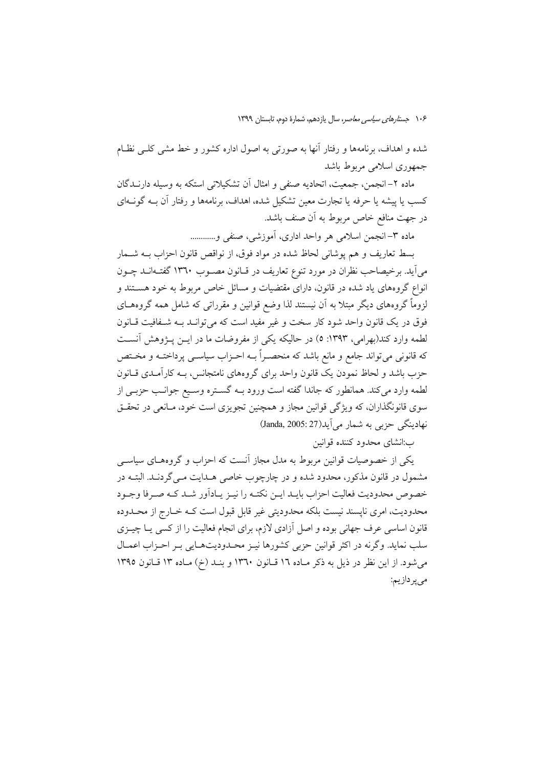شده و اهداف، برنامه‌ها و رفتار آنها به صورتی به اصول اداره کشور و خط مشی کلـی نظـام جمهوری اسلامی مربوط باشد

ماده ۲- انجمن، جمعیت، اتحادیه صنفی و امثال آن تشکیلاتی استکه به وسیله دارنـدگان کسب یا پیشه یا حرفه یا تجارت معین تشکیل شده، اهداف، برنامه‌ها و رفتار آن بـه گونـه‌ای در جهت منافع خاص مربوط به آن صنف باشد.

ماده ۳- انجمن اسلامی هر واحد اداری، آموزشی، صنفی و............

بسط تعاریف و هم پوشانی لحاظ شده در مواد فوق، از نواقص قانون احزاب بـه شـمار می‌آید. برخیصاحب نظران در مورد تنوع تعاریف در قـانون مصـوب ۱۳٦۰ گفتـه‌انـد چـون انواع گروههای یاد شده در قانون، دارای مقتضیات و مسائل خاص مربوط به خود هسـتند و لزوماً گروههای دیگر مبتلا به آن نیستند لذا وضع قوانین و مقرراتی که شامل همه گروههـای فوق در یک قانون واحد شود کار سخت و غیر مفید است که می‌توانـد بـه شـفافیت قـانون لطمه وارد کند(بهرامی، ۱۳۹۳: ۵) در حالیکه یکی از مفروضات ما در ایـن پـژوهش آنسـت که قانونی می‌تواند جامع و مانع باشد که منحصـراً بـه احـزاب سیاسـی پرداختـه و مختص حزب باشد و لحاظ نمودن یک قانون واحد برای گروههای نامتجانس، بـه کارآمـدی قـانون لطمه وارد می‌کند. همانطور که جاندا گفته است ورود بـه گسـتره وسـیع جوانـب حزبـی از سوی قانونگذاران، که ویژگی قوانین مجاز و همچنین تجویزی است خود، مـانعی در تحقـق نهادینگی حزبی به شمار می‌آید(Janda, 2005: 27)

ب:انشای محدود کننده قوانین

یکی از خصوصیات قوانین مربوط به مدل مجاز آنست که احزاب و گروههـای سیاسـی مشمول در قانون مذکور، محدود شده و در چارچوب خاصی هـدایت مـی‌گردنـد. البتـه در خصوص محدودیت فعالیت احزاب بایـد ایـن نکتـه را نیـز یـادآور شـد کـه صـرفا وجـود محدودیت، امری ناپسند نیست بلکه محدودیتی غیر قابل قبول است کـه خـارج از محـدوده قانون اساسی عرف جهانی بوده و اصل آزادی لازم، برای انجام فعالیت را از کسی یـا چیـزی سلب نماید. وگرنه در اکثر قوانین حزبی کشورها نیـز محـدودیت‌هـایی بـر احـزاب اعمـال می‌شود. از این نظر در ذیل به ذکر مـاده ۱٦ قـانون ۱۳٦۰ و بنـد (خ) مـاده ۱۳ قـانون ۱۳۹۵ می‌پردازیم: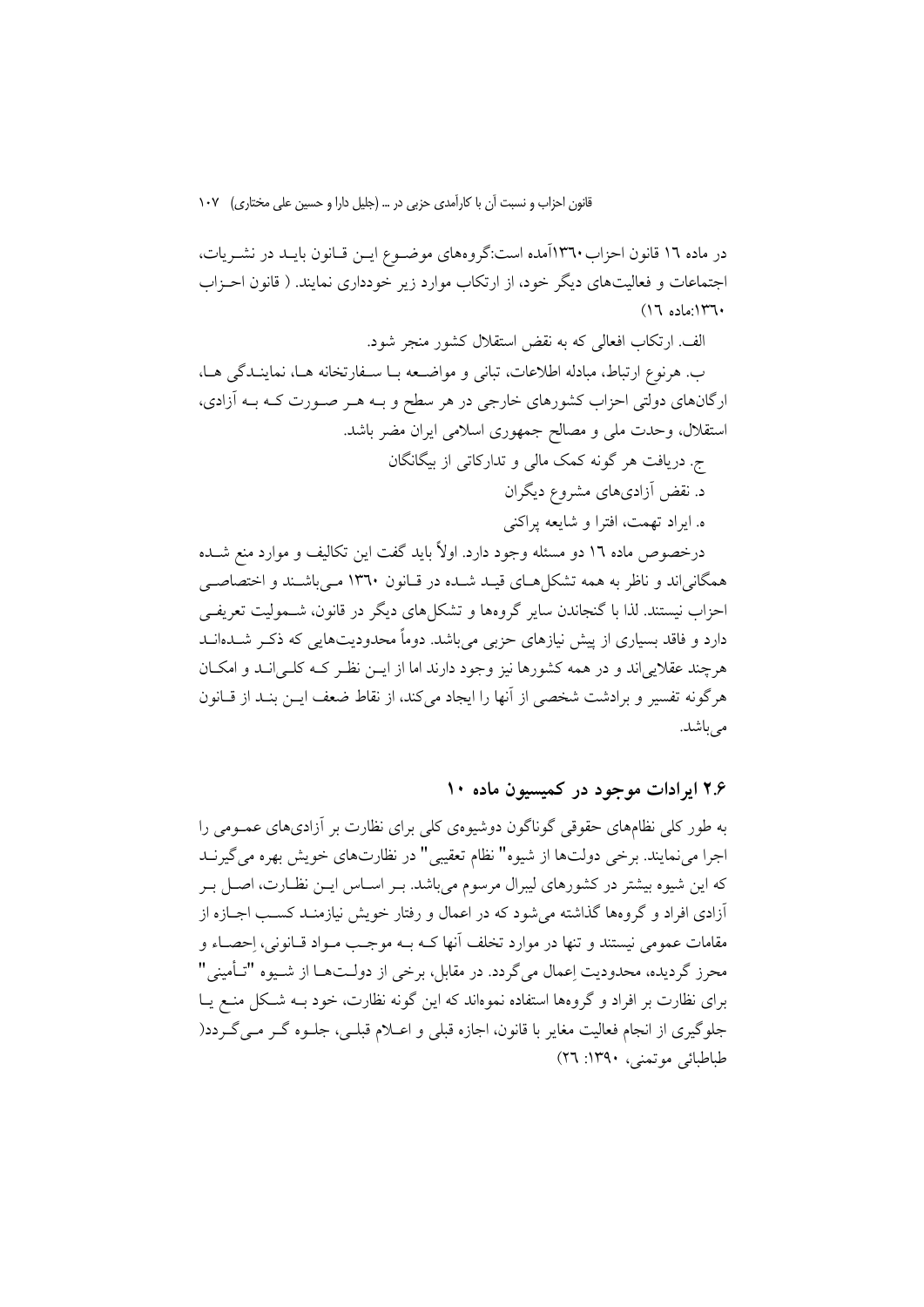در ماده ١٦ قانون احزاب ١٣٦٠آمده است:گروه‌های موضـوع ایـن قـانون بایـد در نشـریات، اجتماعات و فعالیت‌های دیگر خود، از ارتکاب موارد زیر خودداری نمایند. ( قانون احـزاب ١٣٦٠:ماده ١٦)

الف. ارتکاب افعالی که به نقض استقلال کشور منجر شود.

ب. هرنوع ارتباط، مبادله اطلاعات، تبانی و مواضـعه بـا سـفارتخانه هـا، نماینـدگی هـا، ارگان‌های دولتی احزاب کشورهای خارجی در هر سطح و بـه هـر صـورت کـه بـه آزادی، استقلال، وحدت ملی و مصالح جمهوری اسلامی ایران مضر باشد.

ج. دریافت هر گونه کمک مالی و تدارکاتی از بیگانگان

د. نقض آزادی‌های مشروع دیگران

ه. ایراد تهمت، افترا و شایعه پراکنی

درخصوص ماده ١٦ دو مسئله وجود دارد. اولاً باید گفت این تکالیف و موارد منع شـده همگانی‌اند و ناظر به همه تشکل‌هـای قیـد شـده در قـانون ١٣٦٠ مـی‌باشـند و اختصاصـی احزاب نیستند. لذا با گنجاندن سایر گروه‌ها و تشکل‌های دیگر در قانون، شـمولیت تعریفـی دارد و فاقد بسیاری از پیش نیازهای حزبی می‌باشد. دوماً محدودیت‌هایی که ذکـر شـده‌انـد هرچند عقلایی‌اند و در همه کشورها نیز وجود دارند اما از ایـن نظـر کـه کلـی‌انـد و امکـان هرگونه تفسیر و برداشت شخصی از آنها را ایجاد می‌کند، از نقاط ضعف ایـن بنـد از قـانون می‌باشد.

## ٢.٦ ایرادات موجود در کمیسیون ماده ١٠

به طور کلی نظام‌های حقوقی گوناگون دوشیوه‌ی کلی برای نظارت بر آزادی‌های عمـومی را اجرا می‌نمایند. برخی دولت‌ها از شیوه" نظام تعقیبی" در نظارت‌های خویش بهره می‌گیرنـد که این شیوه بیشتر در کشورهای لیبرال مرسوم می‌باشد. بـر اسـاس ایـن نظـارت، اصـل بـر آزادی افراد و گروه‌ها گذاشته می‌شود که در اعمال و رفتار خویش نیازمنـد کسـب اجـازه از مقامات عمومی نیستند و تنها در موارد تخلف آنها کـه بـه موجـب مـواد قـانونی، اِحصـاء و محرز گردیده، محدودیت اِعمال می‌گردد. در مقابل، برخی از دولـت‌هـا از شـیوه "تـأمینی" برای نظارت بر افراد و گروه‌ها استفاده نموه‌اند که این گونه نظارت، خود بـه شـکل منـع یـا جلوگیری از انجام فعالیت مغایر با قانون، اجازه قبلی و اعـلام قبلـی، جلـوه گـر مـی‌گـردد( طباطبائی موتمنی، ١٣٩٠: ٢٦)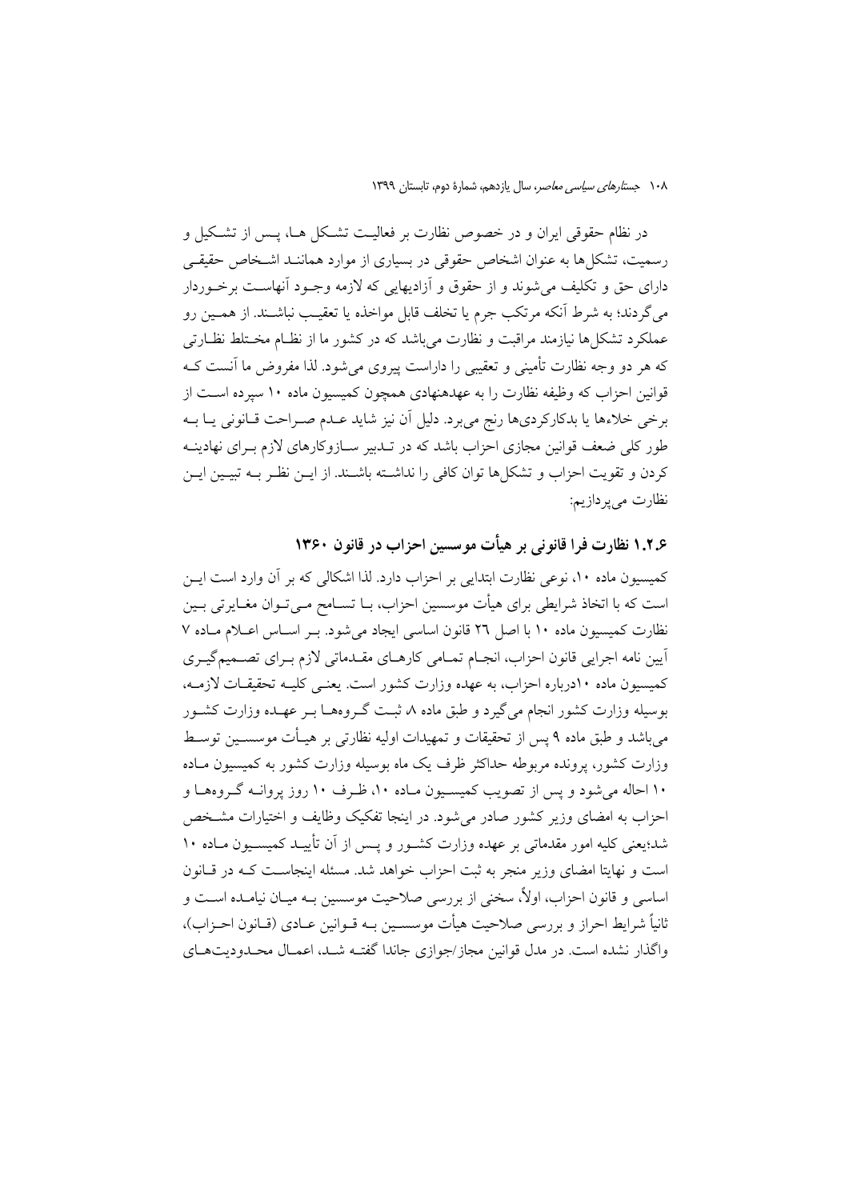در نظام حقوقی ایران و در خصوص نظارت بر فعالیت تشکل ها، پس از تشکیل و رسمیت، تشکل‌ها به عنوان اشخاص حقوقی در بسیاری از موارد همانند اشخاص حقیقی دارای حق و تکلیف می‌شوند و از حقوق و آزادیهایی که لازمه وجود آنهاست برخوردار می‌گردند؛ به شرط آنکه مرتکب جرم یا تخلف قابل مواخذه یا تعقیب نباشند. از همین رو عملکرد تشکل‌ها نیازمند مراقبت و نظارت می‌باشد که در کشور ما از نظام مختلط نظارتی که هر دو وجه نظارت تأمینی و تعقیبی را داراست پیروی می‌شود. لذا مفروض ما آنست که قوانین احزاب که وظیفه نظارت را به عهدهنهادی همچون کمیسیون ماده ۱۰ سپرده است از برخی خلاءها یا بدکارکردی‌ها رنج می‌برد. دلیل آن نیز شاید عدم صراحت قانونی یا به طور کلی ضعف قوانین مجازی احزاب باشد که در تدبیر سازوکارهای لازم برای نهادینه کردن و تقویت احزاب و تشکل‌ها توان کافی را نداشته باشند. از این نظر به تبیین این نظارت می‌پردازیم:

### ۱.۲.۶ نظارت فرا قانونی بر هیأت موسسین احزاب در قانون ۱۳۶۰

کمیسیون ماده ۱۰، نوعی نظارت ابتدایی بر احزاب دارد. لذا اشکالی که بر آن وارد است این است که با اتخاذ شرایطی برای هیأت موسسین احزاب، با تسامح می‌توان مغایرتی بین نظارت کمیسیون ماده ۱۰ با اصل ۲۶ قانون اساسی ایجاد می‌شود. بر اساس اعلام ماده ۷ آیین نامه اجرایی قانون احزاب، انجام تمامی کارهای مقدماتی لازم برای تصمیم‌گیری کمیسیون ماده ۱۰درباره احزاب، به عهده وزارت کشور است. یعنی کلیه تحقیقات لازمه، بوسیله وزارت کشور انجام می‌گیرد و طبق ماده ۸ ثبت گروهها بر عهده وزارت کشور می‌باشد و طبق ماده ۹ پس از تحقیقات و تمهیدات اولیه نظارتی بر هیأت موسسین توسط وزارت کشور، پرونده مربوطه حداکثر ظرف یک ماه بوسیله وزارت کشور به کمیسیون ماده ۱۰ احاله می‌شود و پس از تصویب کمیسیون ماده ۱۰، ظرف ۱۰ روز پروانه گروهها و احزاب به امضای وزیر کشور صادر می‌شود. در اینجا تفکیک وظایف و اختیارات مشخص شد؛یعنی کلیه امور مقدماتی بر عهده وزارت کشور و پس از آن تأیید کمیسیون ماده ۱۰ است و نهایتا امضای وزیر منجر به ثبت احزاب خواهد شد. مسئله اینجاست که در قانون اساسی و قانون احزاب، اولاً، سخنی از بررسی صلاحیت موسسین به میان نیامده است و ثانیاً شرایط احراز و بررسی صلاحیت هیأت موسسین به قوانین عادی (قانون احزاب)، واگذار نشده است. در مدل قوانین مجاز/جوازی جاندا گفته شد، اعمال محدودیت‌های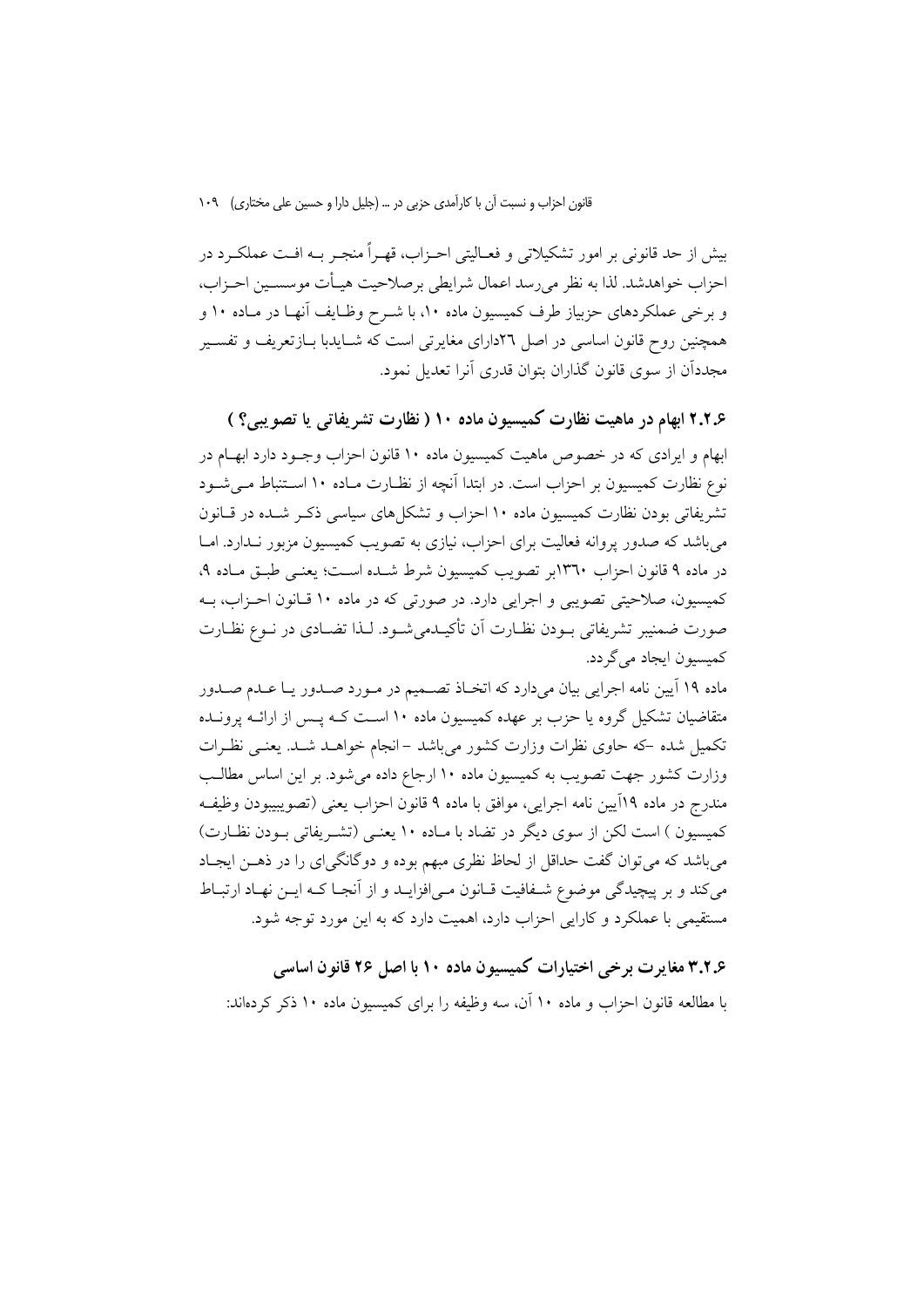بیش از حد قانونی بر امور تشکیلاتی و فعـالیتی احـزاب، قهـراً منجـر بـه افـت عملکـرد در احزاب خواهدشد. لذا به نظر می‌رسد اعمال شرایطی برصلاحیت هیـأت موسسـین احـزاب، و برخی عملکردهای حزبیاز طرف کمیسیون ماده ۱۰، با شـرح وظـایف آنهـا در مـاده ۱۰ و همچنین روح قانون اساسی در اصل ۲۶دارای مغایرتی است که شـایدبا بـازتعریف و تفسـیر مجدداًن از سوی قانون گذاران بتوان قدری آنرا تعدیل نمود.

### ۲.۲.۶ ابهام در ماهیت نظارت کمیسیون ماده ۱۰ ( نظارت تشریفاتی یا تصویبی؟ )

ابهام و ایرادی که در خصوص ماهیت کمیسیون ماده ۱۰ قانون احزاب وجـود دارد ابهـام در نوع نظارت کمیسیون بر احزاب است. در ابتدا آنچه از نظـارت مـاده ۱۰ اسـتنباط مـی‌شـود تشریفاتی بودن نظارت کمیسیون ماده ۱۰ احزاب و تشکل‌های سیاسی ذکـر شـده در قـانون می‌باشد که صدور پروانه فعالیت برای احزاب، نیازی به تصویب کمیسیون مزبور نـدارد. امـا در ماده ۹ قانون احزاب ۱۳۶۰بر تصویب کمیسیون شرط شـده اسـت؛ یعنـی طبـق مـاده ۹، کمیسیون، صلاحیتی تصویبی و اجرایی دارد. در صورتی که در ماده ۱۰ قـانون احـزاب، بـه صورت ضمنبر تشریفاتی بـودن نظـارت آن تأکیـدمی‌شـود. لـذا تضـادی در نـوع نظـارت کمیسیون ایجاد می‌گردد.

ماده ۱۹ آیین نامه اجرایی بیان می‌دارد که اتخـاذ تصـمیم در مـورد صـدور یـا عـدم صـدور متقاضیان تشکیل گروه یا حزب بر عهده کمیسیون ماده ۱۰ اسـت کـه پـس از ارائـه پرونـده تکمیل شده –که حاوی نظرات وزارت کشور می‌باشد – انجام خواهـد شـد. یعنـی نظـرات وزارت کشور جهت تصویب به کمیسیون ماده ۱۰ ارجاع داده می‌شود. بر این اساس مطالـب مندرج در ماده ۱۹آیین نامه اجرایی، موافق با ماده ۹ قانون احزاب یعنی (تصویبیبودن وظیفـه کمیسیون ) است لکن از سوی دیگر در تضاد با مـاده ۱۰ یعنـی (تشـریفاتی بـودن نظـارت) می‌باشد که می‌توان گفت حداقل از لحاظ نظری مبهم بوده و دوگانگی‌ای را در ذهـن ایجـاد می‌کند و بر پیچیدگی موضوع شـفافیت قـانون مـی‌افزایـد و از آنجـا کـه ایـن نهـاد ارتبـاط مستقیمی با عملکرد و کارایی احزاب دارد، اهمیت دارد که به این مورد توجه شود.

### ۳.۲.۶ مغایرت برخی اختیارات کمیسیون ماده ۱۰ با اصل ۲۶ قانون اساسی

با مطالعه قانون احزاب و ماده ۱۰ آن، سه وظیفه را برای کمیسیون ماده ۱۰ ذکر کرده‌اند: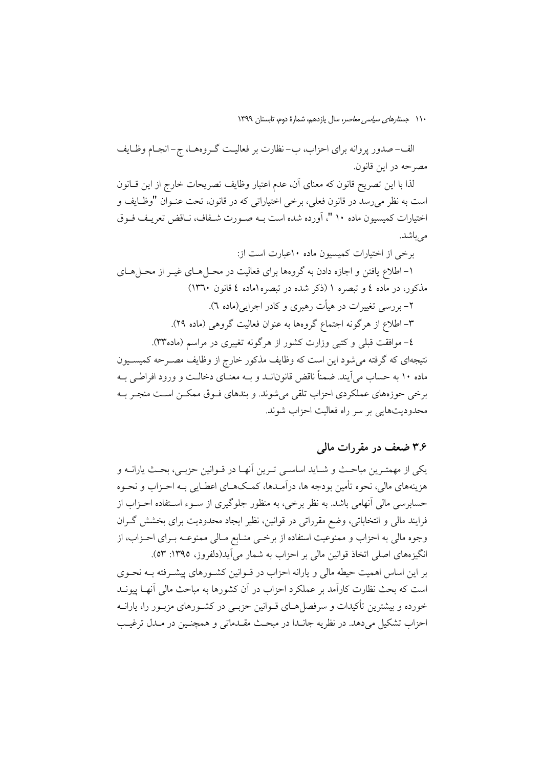الف– صدور پروانه برای احزاب، ب– نظارت بر فعالیت گـروه‌هـا، ج– انجـام وظـایف مصرحه در این قانون.

لذا با این تصریح قانون که معنای آن، عدم اعتبار وظایف تصریحات خارج از این قـانون است به نظر می‌رسد در قانون فعلی، برخی اختیاراتی که در قانون، تحت عنـوان "وظـایف و اختیارات کمیسیون ماده ۱۰ "، آورده شده است بـه صـورت شـفاف، نـاقض تعریـف فـوق می‌باشد.

برخی از اختیارات کمیسیون ماده ۱۰عبارت است از:

۱– اطلاع یافتن و اجازه دادن به گروه‌ها برای فعالیت در محـل‌هـای غیـر از محـل‌هـای مذکور، در ماده ٤ و تبصره ۱ (ذکر شده در تبصره۱ماده ٤ قانون ۱۳٦۰)

۲– بررسی تغییرات در هیأت رهبری و کادر اجرایی(ماده ٦).

۳– اطلاع از هرگونه اجتماع گروه‌ها به عنوان فعالیت گروهی (ماده ۲۹).

٤– موافقت قبلی و کتبی وزارت کشور از هرگونه تغییری در مراسم (ماده۳۳).

نتیجه‌ای که گرفته می‌شود این است که وظایف مذکور خارج از وظایف مصـرحه کمیسـیون ماده ۱۰ به حساب می‌آیند. ضمناً ناقض قانون‌انـد و بـه معنـای دخالـت و ورود افراطـی بـه برخی حوزه‌های عملکردی احزاب تلقی می‌شوند. و بندهای فـوق ممکـن اسـت منجـر بـه محدودیت‌هایی بر سر راه فعالیت احزاب شوند.

## ۳.۶ ضعف در مقررات مالی

یکی از مهمتـرین مباحـث و شـاید اساسـی تـرین آنهـا در قـوانین حزبـی، بحـث یارانـه و هزینه‌های مالی، نحوه تأمین بودجه ها، درآمـدها، کمـک‌هـای اعطـایی بـه احـزاب و نحـوه حسابرسی مالی آنهامی باشد. به نظر برخی، به منظور جلوگیری از سـوء اسـتفاده احـزاب از فرایند مالی و انتخاباتی، وضع مقرراتی در قوانین، نظیر ایجاد محدودیت برای بخشش گـران وجوه مالی به احزاب و ممنوعیت استفاده از برخـی منـابع مـالی ممنوعـه بـرای احـزاب، از انگیزه‌های اصلی اتخاذ قوانین مالی بر احزاب به شمار می‌آید(دلفروز، ۱۳۹۵: ۵۳).

بر این اساس اهمیت حیطه مالی و یارانه احزاب در قـوانین کشـورهای پیشـرفته بـه نحـوی است که بحث نظارت کارآمد بر عملکرد احزاب در آن کشورها به مباحث مالی آنهـا پیونـد خورده و بیشترین تأکیدات و سرفصل‌هـای قـوانین حزبـی در کشـورهای مزبـور را، یارانـه احزاب تشکیل می‌دهد. در نظریه جانـدا در مبحـث مقـدماتی و همچنـین در مـدل ترغیـب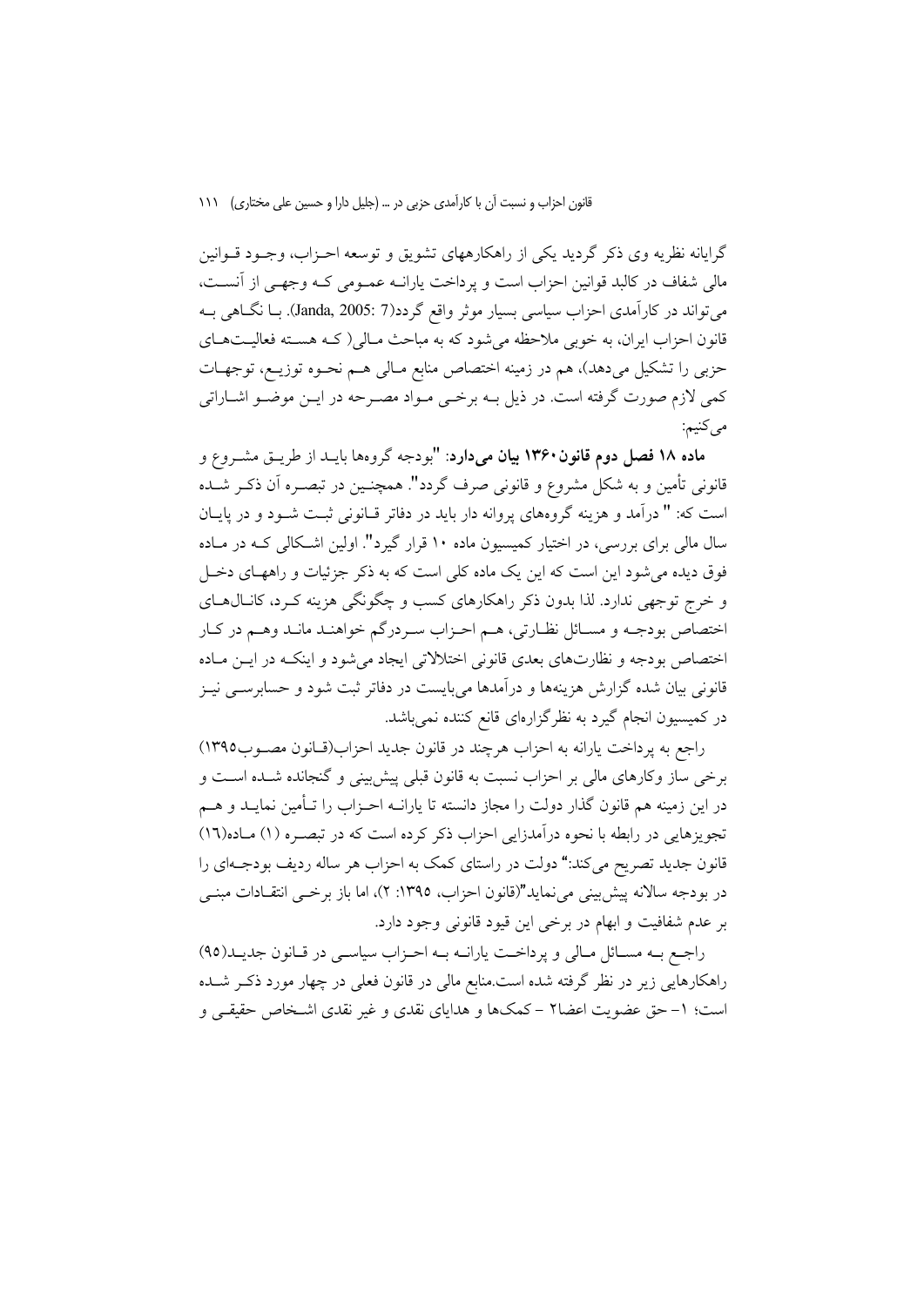گرایانه نظریه وی ذکر گردید یکی از راهکارهای تشویق و توسعه احـزاب، وجـود قـوانین مالی شفاف در کالبد قوانین احزاب است و پرداخت یارانـه عمـومی کـه وجهـی از آنسـت، می‌تواند در کارآمدی احزاب سیاسی بسیار موثر واقع گردد(Janda, 2005: 7). بـا نگـاهی بـه قانون احزاب ایران، به خوبی ملاحظه می‌شود که به مباحث مـالی( کـه هسـته فعالیـت‌هـای حزبی را تشکیل می‌دهد)، هم در زمینه اختصاص منابع مـالی هـم نحـوه توزیـع، توجهـات کمی لازم صورت گرفته است. در ذیل بـه برخـی مـواد مصـرحه در ایـن موضـو اشـاراتی می‌کنیم:

**ماده ۱۸ فصل دوم قانون ۱۳۶۰ بیان می‌دارد**: "بودجه گروهها بایـد از طریـق مشـروع و قانونی تأمین و به شکل مشروع و قانونی صرف گردد". همچنـین در تبصـره آن ذکـر شـده است که: " درآمد و هزینه گروههای پروانه دار باید در دفاتر قـانونی ثبـت شـود و در پایـان سال مالی برای بررسی، در اختیار کمیسیون ماده ۱۰ قرار گیرد". اولین اشـکالی کـه در مـاده فوق دیده می‌شود این است که این یک ماده کلی است که به ذکر جزئیات و راههـای دخـل و خرج توجهی ندارد. لذا بدون ذکر راهکارهای کسب و چگونگی هزینه کـرد، کانـال‌هـای اختصاص بودجـه و مسـائل نظـارتی، هـم احـزاب سـردرگم خواهنـد مانـد وهـم در کـار اختصاص بودجه و نظارت‌های بعدی قانونی اختلالاتی ایجاد می‌شود و اینکـه در ایـن مـاده قانونی بیان شده گزارش هزینه‌ها و درآمدها می‌بایست در دفاتر ثبت شود و حسابرسـی نیـز در کمیسیون انجام گیرد به نظرگزاره‌ای قانع کننده نمی‌باشد.

راجع به پرداخت یارانه به احزاب هرچند در قانون جدید احزاب(قـانون مصـوب۱۳۹۵) برخی ساز وکارهای مالی بر احزاب نسبت به قانون قبلی پیش‌بینی و گنجانده شـده اسـت و در این زمینه هم قانون گذار دولت را مجاز دانسته تا یارانـه احـزاب را تـأمین نمایـد و هـم تجویزهایی در رابطه با نحوه درآمدزایی احزاب ذکر کرده است که در تبصـره (۱) مـاده(۱۶) قانون جدید تصریح می‌کند:" دولت در راستای کمک به احزاب هر ساله ردیف بودجـه‌ای را در بودجه سالانه پیش‌بینی می‌نماید"(قانون احزاب، ۱۳۹۵: ۲)، اما باز برخـی انتقـادات مبنـی بر عدم شفافیت و ابهام در برخی این قیود قانونی وجود دارد.

راجـع بـه مسـائل مـالی و پرداخـت یارانـه بـه احـزاب سیاسـی در قـانون جدیـد(۹۵) راهکارهایی زیر در نظر گرفته شده است.منابع مالی در قانون فعلی در چهار مورد ذکـر شـده است؛ ۱- حق عضویت اعضا۲ - کمک‌ها و هدایای نقدی و غیر نقدی اشـخاص حقیقـی و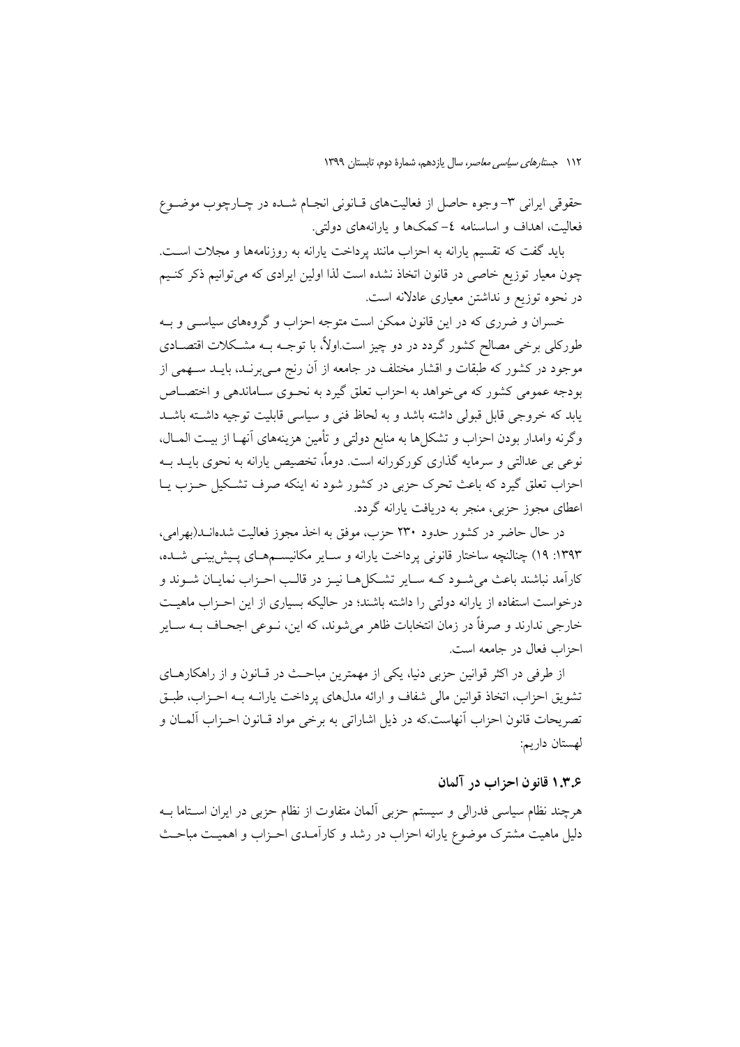حقوقی ایرانی ۳- وجوه حاصل از فعالیت‌های قـانونی انجـام شـده در چـارچوب موضـوع فعالیت، اهداف و اساسنامه ٤- کمک‌ها و یارانه‌های دولتی.

باید گفت که تقسیم یارانه به احزاب مانند پرداخت یارانه به روزنامه‌ها و مجلات اسـت. چون معیار توزیع خاصی در قانون اتخاذ نشده است لذا اولین ایرادی که می‌توانیم ذکر کنـیم در نحوه توزیع و نداشتن معیاری عادلانه است.

خسران و ضرری که در این قانون ممکن است متوجه احزاب و گروه‌های سیاسـی و بـه طورکلی برخی مصالح کشور گردد در دو چیز است.اولاً، با توجـه بـه مشـکلات اقتصـادی موجود در کشور که طبقات و اقشار مختلف در جامعه از آن رنج مـی‌برنـد، بایـد سـهمی از بودجه عمومی کشور که می‌خواهد به احزاب تعلق گیرد به نحـوی سـاماندهی و اختصـاص یابد که خروجی قابل قبولی داشته باشد و به لحاظ فنی و سیاسی قابلیت توجیه داشـته باشـد وگرنه وامدار بودن احزاب و تشکل‌ها به منابع دولتی و تأمین هزینه‌های آنهـا از بیـت المـال، نوعی بی عدالتی و سرمایه گذاری کورکورانه است. دوماً، تخصیص یارانه به نحوی بایـد بـه احزاب تعلق گیرد که باعث تحرک حزبی در کشور شود نه اینکه صرف تشـکیل حـزب یـا اعطای مجوز حزبی، منجر به دریافت یارانه گردد.

در حال حاضر در کشور حدود ۲۳۰ حزب، موفق به اخذ مجوز فعالیت شده‌انـد(بهرامی، ۱۳۹۳: ۱۹) چنانچه ساختار قانونی پرداخت یارانه و سـایر مکانیسـم‌هـای پـیش‌بینـی شـده، کارآمد نباشند باعث می‌شـود کـه سـایر تشـکل‌هـا نیـز در قالـب احـزاب نمایـان شـوند و درخواست استفاده از یارانه دولتی را داشته باشند؛ در حالیکه بسیاری از این احـزاب ماهیـت خارجی ندارند و صرفاً در زمان انتخابات ظاهر می‌شوند، که این، نـوعی اجحـاف بـه سـایر احزاب فعال در جامعه است.

از طرفی در اکثر قوانین حزبی دنیا، یکی از مهمترین مباحـث در قـانون و از راهکارهـای تشویق احزاب، اتخاذ قوانین مالی شفاف و ارائه مدل‌های پرداخت یارانـه بـه احـزاب، طبـق تصریحات قانون احزاب آنهاست.که در ذیل اشاراتی به برخی مواد قـانون احـزاب آلمـان و لهستان داریم:

### ۱.۳.۶ قانون احزاب در آلمان

هرچند نظام سیاسی فدرالی و سیستم حزبی آلمان متفاوت از نظام حزبی در ایران اسـتاما بـه دلیل ماهیت مشترک موضوع یارانه احزاب در رشد و کارآمـدی احـزاب و اهمیـت مباحـث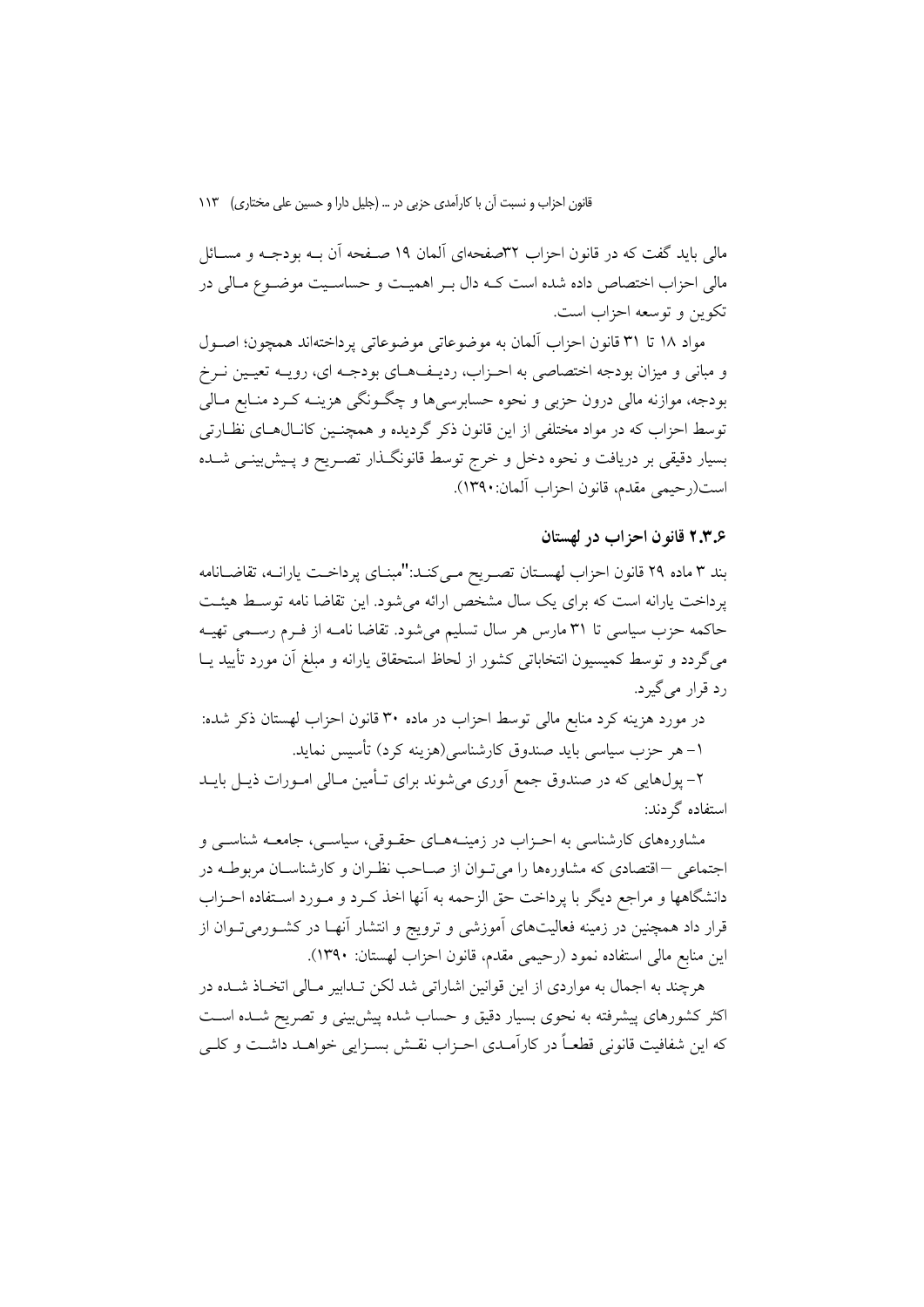مالی باید گفت که در قانون احزاب ۳۲صفحه‌ای آلمان ۱۹ صفحه آن به بودجه و مسائل مالی احزاب اختصاص داده شده است که دال بر اهمیت و حساسیت موضوع مالی در تکوین و توسعه احزاب است.

مواد ۱۸ تا ۳۱ قانون احزاب آلمان به موضوعاتی موضوعاتی پرداخته‌اند همچون؛ اصول و مبانی و میزان بودجه اختصاصی به احزاب، ردیف‌های بودجه ای، رویه تعیین نرخ بودجه، موازنه مالی درون حزبی و نحوه حسابرسی‌ها و چگونگی هزینه کرد منابع مالی توسط احزاب که در مواد مختلفی از این قانون ذکر گردیده و همچنین کانال‌های نظارتی بسیار دقیقی بر دریافت و نحوه دخل و خرج توسط قانونگذار تصریح و پیش‌بینی شده است(رحیمی مقدم، قانون احزاب آلمان:۱۳۹۰).

### ۲.۳.۶ قانون احزاب در لهستان

بند ۳ ماده ۲۹ قانون احزاب لهستان تصریح می‌کند:"مبنای پرداخت یارانه، تقاضانامه پرداخت یارانه است که برای یک سال مشخص ارائه می‌شود. این تقاضا نامه توسط هیئت حاکمه حزب سیاسی تا ۳۱ مارس هر سال تسلیم می‌شود. تقاضا نامه از فرم رسمی تهیه می‌گردد و توسط کمیسیون انتخاباتی کشور از لحاظ استحقاق یارانه و مبلغ آن مورد تأیید یا رد قرار می‌گیرد.

در مورد هزینه کرد منابع مالی توسط احزاب در ماده ۳۰ قانون احزاب لهستان ذکر شده:

۱- هر حزب سیاسی باید صندوق کارشناسی(هزینه کرد) تأسیس نماید.

۲- پول‌هایی که در صندوق جمع آوری می‌شوند برای تأمین مالی امورات ذیل باید استفاده گردند:

مشاوره‌های کارشناسی به احزاب در زمینه‌های حقوقی، سیاسی، جامعه شناسی و اجتماعی –اقتصادی که مشاوره‌ها را می‌توان از صاحب نظران و کارشناسان مربوطه در دانشگاهها و مراجع دیگر با پرداخت حق الزحمه به آنها اخذ کرد و مورد استفاده احزاب قرار داد همچنین در زمینه فعالیت‌های آموزشی و ترویج و انتشار آنها در کشورمی‌توان از این منابع مالی استفاده نمود (رحیمی مقدم، قانون احزاب لهستان: ۱۳۹۰).

هرچند به اجمال به مواردی از این قوانین اشاراتی شد لکن تدابیر مالی اتخاذ شده در اکثر کشورهای پیشرفته به نحوی بسیار دقیق و حساب شده پیش‌بینی و تصریح شده است که این شفافیت قانونی قطعاً در کارآمدی احزاب نقش بسزایی خواهد داشت و کلی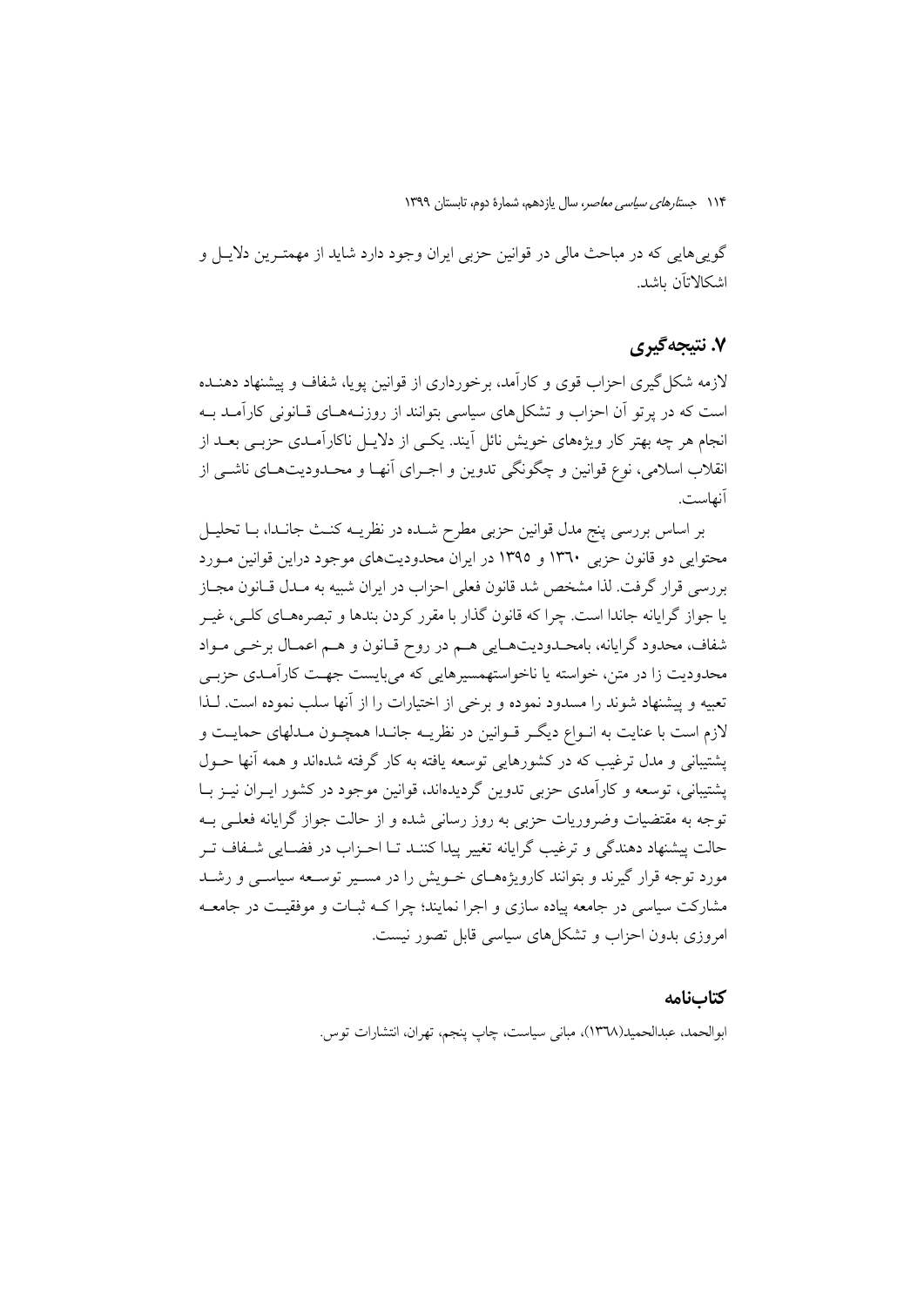گویی‌هایی که در مباحث مالی در قوانین حزبی ایران وجود دارد شاید از مهمترین دلایـل و اشکالاتآن باشد.

## ۷. نتیجه‌گیری

لازمه شکل‌گیری احزاب قوی و کارآمد، برخورداری از قوانین پویا، شفاف و پیشنهاد دهنـده است که در پرتو آن احزاب و تشکل‌های سیاسی بتوانند از روزنــه‌هـای قـانونی کارآمـد بـه انجام هر چه بهتر کار ویژه‌های خویش نائل آیند. یکـی از دلایـل ناکارآمـدی حزبـی بعـد از انقلاب اسلامی، نوع قوانین و چگونگی تدوین و اجـرای آنهـا و محـدودیت‌هـای ناشـی از آنهاست.

بر اساس بررسی پنج مدل قوانین حزبی مطرح شـده در نظریـه کنـث جانـدا، بـا تحلیـل محتوایی دو قانون حزبی ۱۳٦۰ و ۱۳۹۵ در ایران محدودیت‌های موجود دراین قوانین مـورد بررسی قرار گرفت. لذا مشخص شد قانون فعلی احزاب در ایران شبیه به مـدل قـانون مجـاز یا جواز گرایانه جاندا است. چرا که قانون گذار با مقرر کردن بندها و تبصره‌هـای کلـی، غیـر شفاف، محدود گرایانه، بامحـدودیت‌هـایی هـم در روح قـانون و هـم اعمـال برخـی مـواد محدودیت زا در متن، خواسته یا ناخواستهمسیرهایی که می‌بایست جهـت کارآمـدی حزبـی تعبیه و پیشنهاد شوند را مسدود نموده و برخی از اختیارات را از آنها سلب نموده است. لـذا لازم است با عنایت به انـواع دیگـر قـوانین در نظریـه جانـدا همچـون مـدلهای حمایـت و پشتیبانی و مدل ترغیب که در کشورهایی توسعه یافته به کار گرفته شده‌اند و همه آنها حـول پشتیبانی، توسعه و کارآمدی حزبی تدوین گردیده‌اند، قوانین موجود در کشور ایـران نیـز بـا توجه به مقتضیات وضروریات حزبی به روز رسانی شده و از حالت جواز گرایانه فعلـی بـه حالت پیشنهاد دهندگی و ترغیب گرایانه تغییر پیدا کننـد تـا احـزاب در فضـایی شـفاف تـر مورد توجه قرار گیرند و بتوانند کارویژه‌هـای خـویش را در مسـیر توسـعه سیاسـی و رشـد مشارکت سیاسی در جامعه پیاده سازی و اجرا نمایند؛ چرا کـه ثبـات و موفقیـت در جامعـه امروزی بدون احزاب و تشکل‌های سیاسی قابل تصور نیست.

### کتاب‌نامه

ابوالحمد، عبدالحمید(۱۳٦۸)، مبانی سیاست، چاپ پنجم، تهران، انتشارات توس.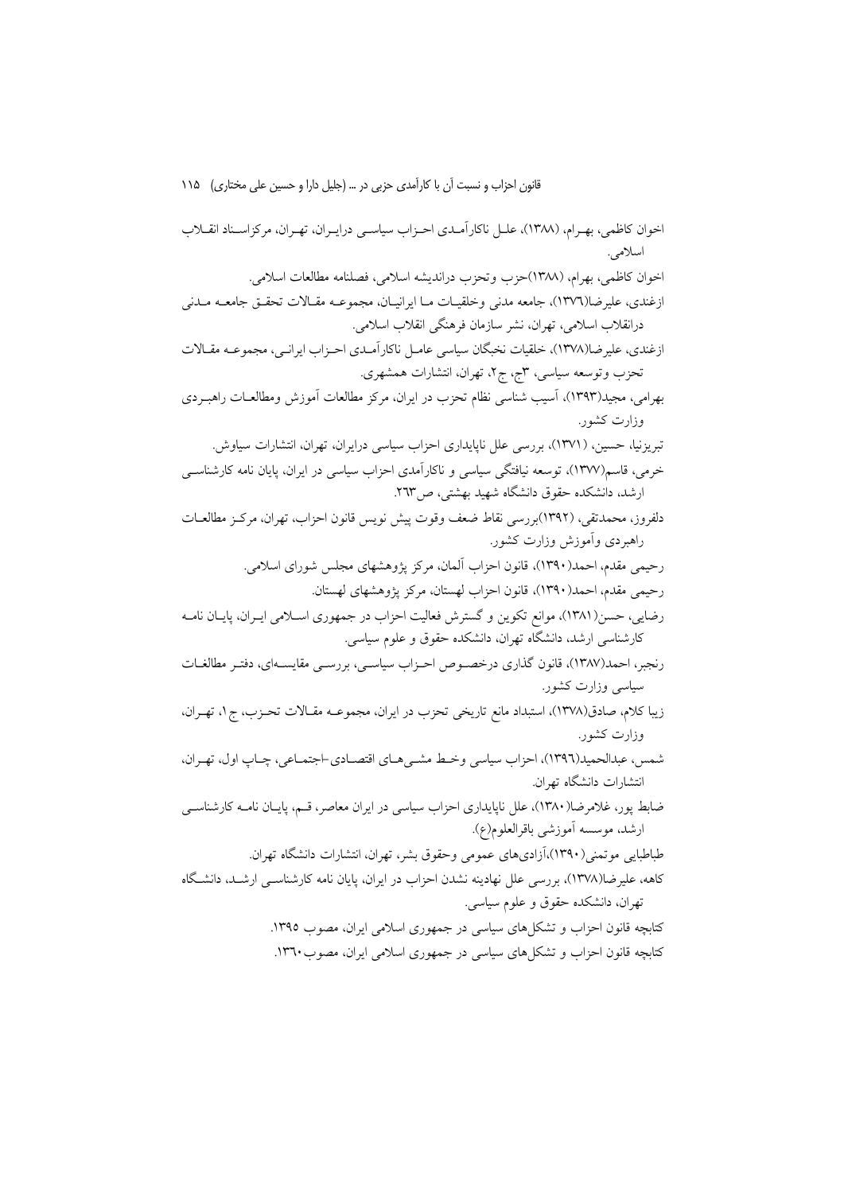اخوان کاظمی، بهرام، (۱۳۸۸)، علل ناکارآمدی احزاب سیاسی درایران، تهران، مرکزاسناد انقلاب اسلامی.

اخوان کاظمی، بهرام، (۱۳۸۸)حزب وتحزب دراندیشه اسلامی، فصلنامه مطالعات اسلامی.

ازغندی، علیرضا(۱۳۷٦)، جامعه مدنی وخلقیات ما ایرانیان، مجموعه مقالات تحقق جامعه مدنی درانقلاب اسلامی، تهران، نشر سازمان فرهنگی انقلاب اسلامی.

ازغندی، علیرضا(۱۳۷۸)، خلقیات نخبگان سیاسی عامل ناکارآمدی احزاب ایرانی، مجموعه مقالات تحزب وتوسعه سیاسی، ۳ج، ج۲، تهران، انتشارات همشهری.

بهرامی، مجید(۱۳۹۳)، آسیب شناسی نظام تحزب در ایران، مرکز مطالعات آموزش ومطالعات راهبردی وزارت کشور.

تبریزنیا، حسین، (۱۳۷۱)، بررسی علل ناپایداری احزاب سیاسی درایران، تهران، انتشارات سیاوش.

خرمی، قاسم(۱۳۷۷)، توسعه نیافتگی سیاسی و ناکارآمدی احزاب سیاسی در ایران، پایان نامه کارشناسی ارشد، دانشکده حقوق دانشگاه شهید بهشتی، ص۲٦۳.

دلفروز، محمدتقی، (۱۳۹۲)بررسی نقاط ضعف وقوت پیش نویس قانون احزاب، تهران، مرکز مطالعات راهبردی وآموزش وزارت کشور.

رحیمی مقدم، احمد(۱۳۹۰)، قانون احزاب آلمان، مرکز پژوهشهای مجلس شورای اسلامی.

رحیمی مقدم، احمد(۱۳۹۰)، قانون احزاب لهستان، مرکز پژوهشهای لهستان.

رضایی، حسن(۱۳۸۱)، موانع تکوین و گسترش فعالیت احزاب در جمهوری اسلامی ایران، پایان نامه کارشناسی ارشد، دانشگاه تهران، دانشکده حقوق و علوم سیاسی.

رنجبر، احمد(۱۳۸۷)، قانون گذاری درخصوص احزاب سیاسی، بررسی مقایسه‌ای، دفتر مطالعات سیاسی وزارت کشور.

زیبا کلام، صادق(۱۳۷۸)، استبداد مانع تاریخی تحزب در ایران، مجموعه مقالات تحزب، ج۱، تهران، وزارت کشور.

شمس، عبدالحمید(۱۳۹٦)، احزاب سیاسی وخط مشی‌های اقتصادی-اجتماعی، چاپ اول، تهران، انتشارات دانشگاه تهران.

ضابط پور، غلامرضا(۱۳۸۰)، علل ناپایداری احزاب سیاسی در ایران معاصر، قم، پایان نامه کارشناسی ارشد، موسسه آموزشی باقرالعلوم(ع).

طباطبایی موتمنی(۱۳۹۰)،آزادی‌های عمومی وحقوق بشر، تهران، انتشارات دانشگاه تهران.

کاهه، علیرضا(۱۳۷۸)، بررسی علل نهادینه نشدن احزاب در ایران، پایان نامه کارشناسی ارشد، دانشگاه تهران، دانشکده حقوق و علوم سیاسی.

کتابچه قانون احزاب و تشکل‌های سیاسی در جمهوری اسلامی ایران، مصوب ۱۳۹۵.

کتابچه قانون احزاب و تشکل‌های سیاسی در جمهوری اسلامی ایران، مصوب۱۳٦۰.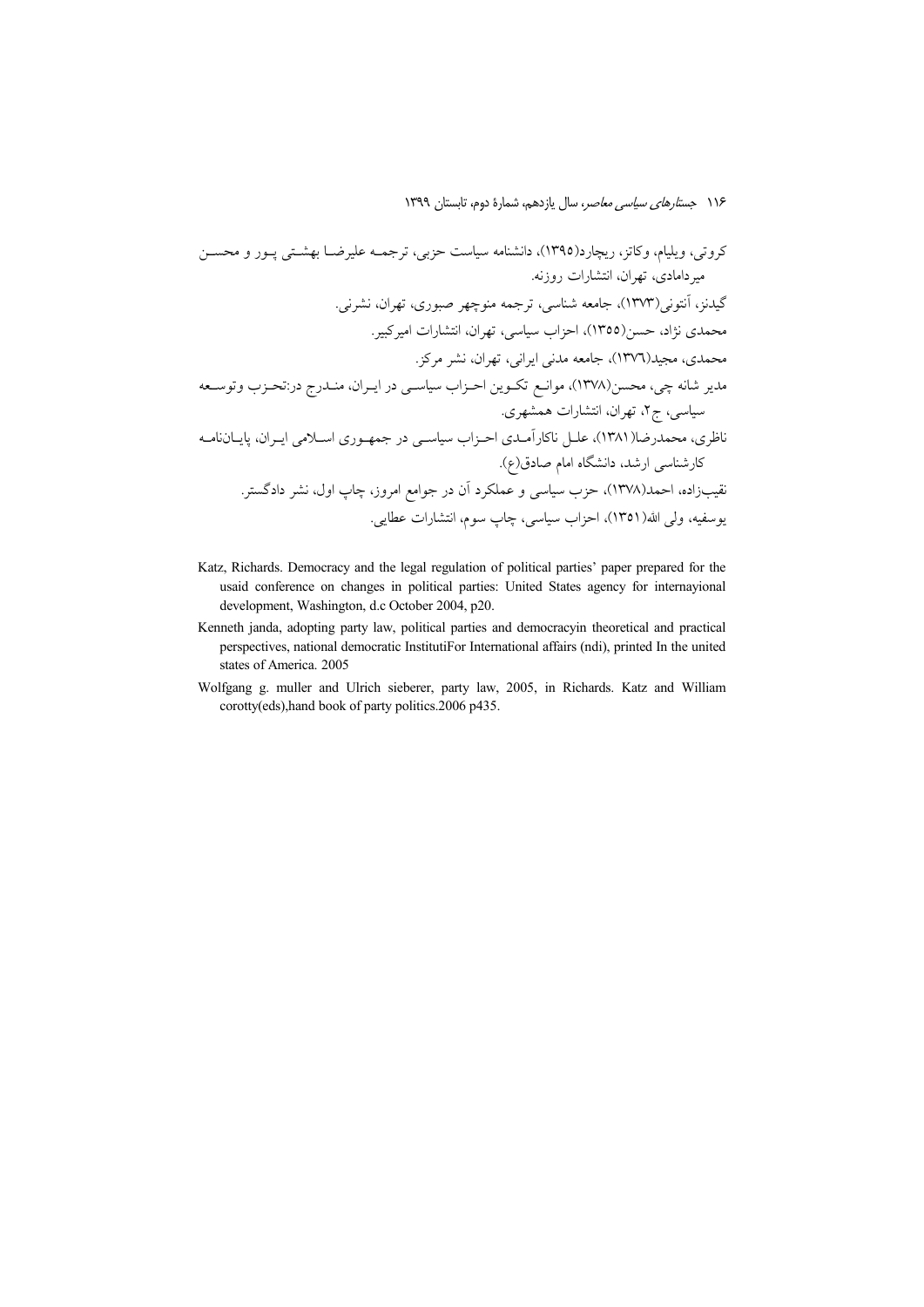کروتی، ویلیام، وکاتز، ریچارد(۱۳۹۵)، دانشنامه سیاست حزبی، ترجمه علیرضا بهشتی پور و محسن میردامادی، تهران، انتشارات روزنه.

گیدنز، آنتونی(۱۳۷۳)، جامعه شناسی، ترجمه منوچهر صبوری، تهران، نشرنی.

محمدی نژاد، حسن(۱۳۵۵)، احزاب سیاسی، تهران، انتشارات امیرکبیر.

محمدی، مجید(۱۳۷٦)، جامعه مدنی ایرانی، تهران، نشر مرکز.

مدیر شانه چی، محسن(۱۳۷۸)، موانع تکوین احزاب سیاسی در ایران، مندرج در:تحزب وتوسعه سیاسی، ج۲، تهران، انتشارات همشهری.

ناظری، محمدرضا(۱۳۸۱)، علل ناکارآمدی احزاب سیاسی در جمهوری اسلامی ایران، پایان‌نامه کارشناسی ارشد، دانشگاه امام صادق(ع).

نقیب‌زاده، احمد(۱۳۷۸)، حزب سیاسی و عملکرد آن در جوامع امروز، چاپ اول، نشر دادگستر.

یوسفیه، ولی الله(۱۳۵۱)، احزاب سیاسی، چاپ سوم، انتشارات عطایی.

Katz, Richards. Democracy and the legal regulation of political parties' paper prepared for the usaid conference on changes in political parties: United States agency for internayional development, Washington, d.c October 2004, p20.

Kenneth janda, adopting party law, political parties and democracyin theoretical and practical perspectives, national democratic InstitutiFor International affairs (ndi), printed In the united states of America. 2005

Wolfgang g. muller and Ulrich sieberer, party law, 2005, in Richards. Katz and William corotty(eds),hand book of party politics.2006 p435.